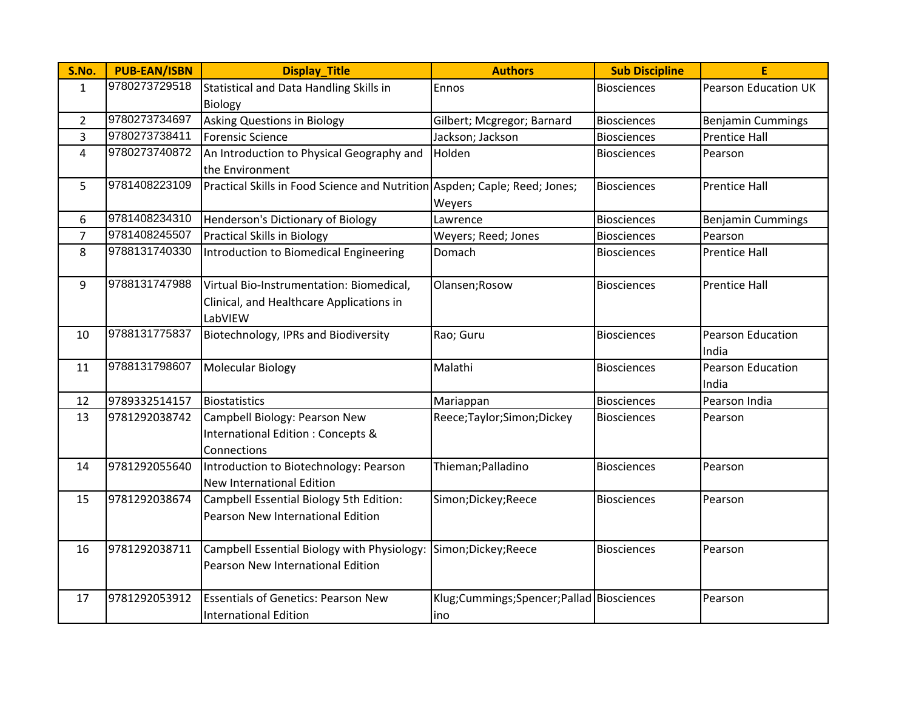| S.No. | PUB-EAN/ISBN | Display_Title | Authors | Sub Discipline | E |
|---|---|---|---|---|---|
| 1 | 9780273729518 | Statistical and Data Handling Skills in Biology | Ennos | Biosciences | Pearson Education UK |
| 2 | 9780273734697 | Asking Questions in Biology | Gilbert; Mcgregor; Barnard | Biosciences | Benjamin Cummings |
| 3 | 9780273738411 | Forensic Science | Jackson; Jackson | Biosciences | Prentice Hall |
| 4 | 9780273740872 | An Introduction to Physical Geography and the Environment | Holden | Biosciences | Pearson |
| 5 | 9781408223109 | Practical Skills in Food Science and Nutrition | Aspden; Caple; Reed; Jones; Weyers | Biosciences | Prentice Hall |
| 6 | 9781408234310 | Henderson's Dictionary of Biology | Lawrence | Biosciences | Benjamin Cummings |
| 7 | 9781408245507 | Practical Skills in Biology | Weyers; Reed; Jones | Biosciences | Pearson |
| 8 | 9788131740330 | Introduction to Biomedical Engineering | Domach | Biosciences | Prentice Hall |
| 9 | 9788131747988 | Virtual Bio-Instrumentation: Biomedical, Clinical, and Healthcare Applications in LabVIEW | Olansen;Rosow | Biosciences | Prentice Hall |
| 10 | 9788131775837 | Biotechnology, IPRs and Biodiversity | Rao; Guru | Biosciences | Pearson Education India |
| 11 | 9788131798607 | Molecular Biology | Malathi | Biosciences | Pearson Education India |
| 12 | 9789332514157 | Biostatistics | Mariappan | Biosciences | Pearson India |
| 13 | 9781292038742 | Campbell Biology: Pearson New International Edition : Concepts & Connections | Reece;Taylor;Simon;Dickey | Biosciences | Pearson |
| 14 | 9781292055640 | Introduction to Biotechnology: Pearson New International Edition | Thieman;Palladino | Biosciences | Pearson |
| 15 | 9781292038674 | Campbell Essential Biology 5th Edition: Pearson New International Edition | Simon;Dickey;Reece | Biosciences | Pearson |
| 16 | 9781292038711 | Campbell Essential Biology with Physiology: Pearson New International Edition | Simon;Dickey;Reece | Biosciences | Pearson |
| 17 | 9781292053912 | Essentials of Genetics: Pearson New International Edition | Klug;Cummings;Spencer;Palladino | Biosciences | Pearson |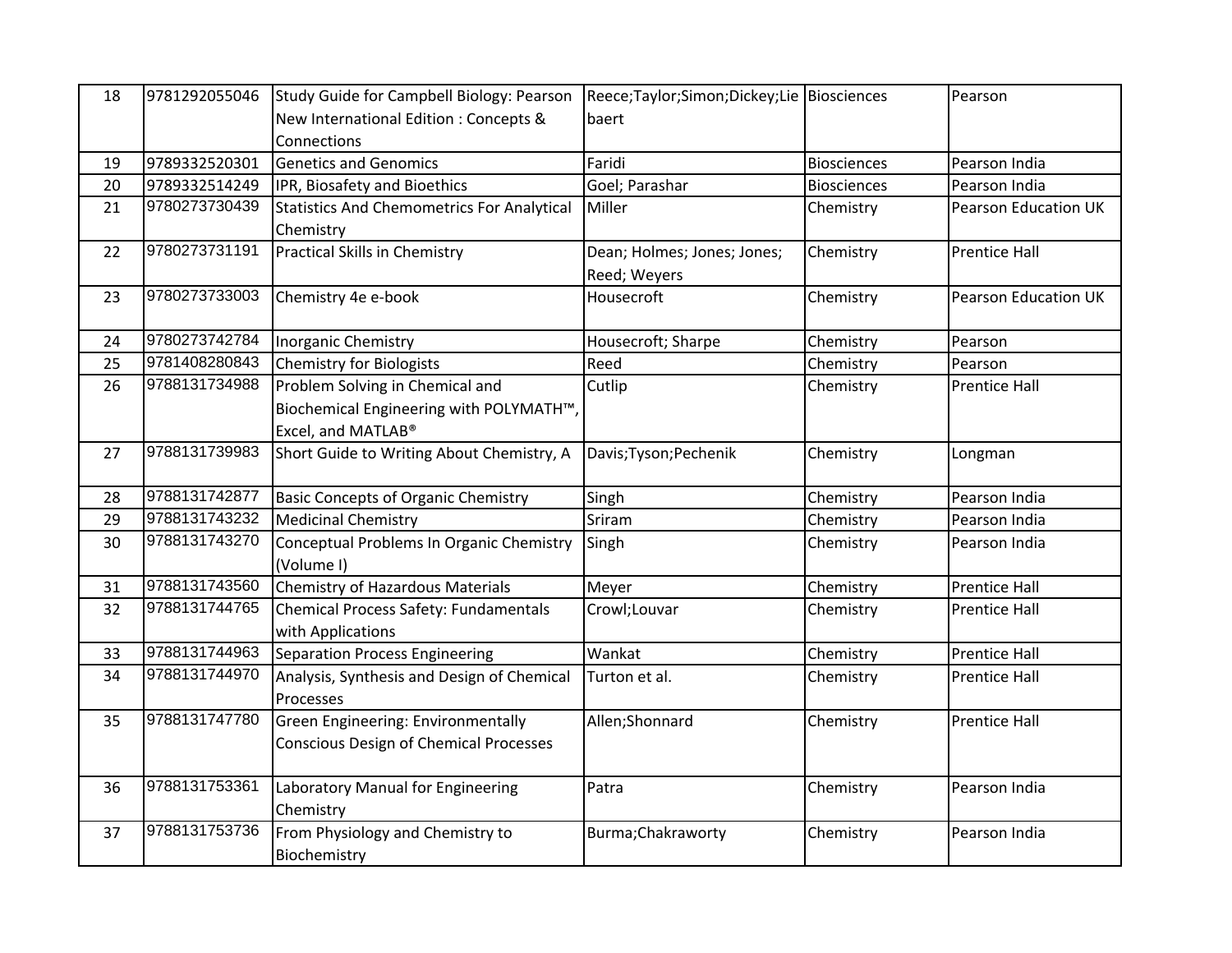| 18 | 9781292055046 | Study Guide for Campbell Biology: Pearson New International Edition : Concepts & Connections | Reece;Taylor;Simon;Dickey;Liebaert | Biosciences | Pearson |
|---|---|---|---|---|---|
| 19 | 9789332520301 | Genetics and Genomics | Faridi | Biosciences | Pearson India |
| 20 | 9789332514249 | IPR, Biosafety and Bioethics | Goel; Parashar | Biosciences | Pearson India |
| 21 | 9780273730439 | Statistics And Chemometrics For Analytical Chemistry | Miller | Chemistry | Pearson Education UK |
| 22 | 9780273731191 | Practical Skills in Chemistry | Dean; Holmes; Jones; Jones; Reed; Weyers | Chemistry | Prentice Hall |
| 23 | 9780273733003 | Chemistry 4e e-book | Housecroft | Chemistry | Pearson Education UK |
| 24 | 9780273742784 | Inorganic Chemistry | Housecroft; Sharpe | Chemistry | Pearson |
| 25 | 9781408280843 | Chemistry for Biologists | Reed | Chemistry | Pearson |
| 26 | 9788131734988 | Problem Solving in Chemical and Biochemical Engineering with POLYMATH™, Excel, and MATLAB® | Cutlip | Chemistry | Prentice Hall |
| 27 | 9788131739983 | Short Guide to Writing About Chemistry, A | Davis;Tyson;Pechenik | Chemistry | Longman |
| 28 | 9788131742877 | Basic Concepts of Organic Chemistry | Singh | Chemistry | Pearson India |
| 29 | 9788131743232 | Medicinal Chemistry | Sriram | Chemistry | Pearson India |
| 30 | 9788131743270 | Conceptual Problems In Organic Chemistry (Volume I) | Singh | Chemistry | Pearson India |
| 31 | 9788131743560 | Chemistry of Hazardous Materials | Meyer | Chemistry | Prentice Hall |
| 32 | 9788131744765 | Chemical Process Safety: Fundamentals with Applications | Crowl;Louvar | Chemistry | Prentice Hall |
| 33 | 9788131744963 | Separation Process Engineering | Wankat | Chemistry | Prentice Hall |
| 34 | 9788131744970 | Analysis, Synthesis and Design of Chemical Processes | Turton et al. | Chemistry | Prentice Hall |
| 35 | 9788131747780 | Green Engineering: Environmentally Conscious Design of Chemical Processes | Allen;Shonnard | Chemistry | Prentice Hall |
| 36 | 9788131753361 | Laboratory Manual for Engineering Chemistry | Patra | Chemistry | Pearson India |
| 37 | 9788131753736 | From Physiology and Chemistry to Biochemistry | Burma;Chakraworty | Chemistry | Pearson India |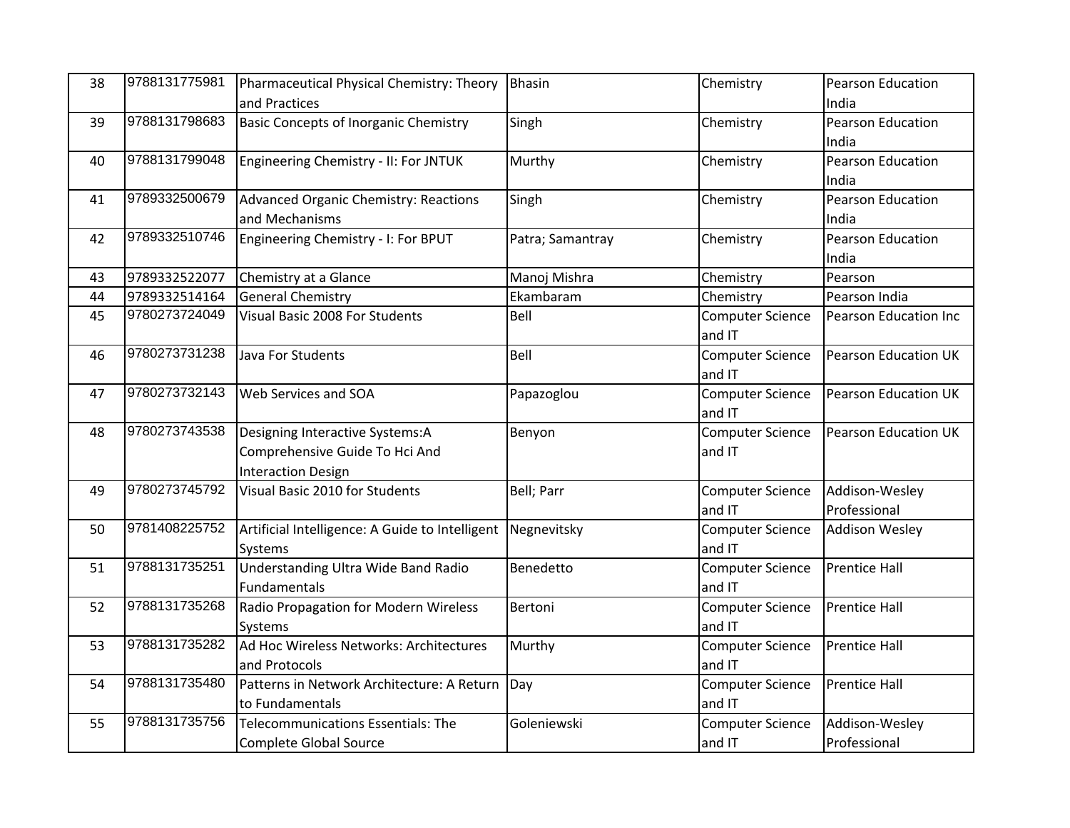| 38 | 9788131775981 | Pharmaceutical Physical Chemistry: Theory and Practices | Bhasin | Chemistry | Pearson Education India |
|---|---|---|---|---|---|
| 39 | 9788131798683 | Basic Concepts of Inorganic Chemistry | Singh | Chemistry | Pearson Education India |
| 40 | 9788131799048 | Engineering Chemistry - II: For JNTUK | Murthy | Chemistry | Pearson Education India |
| 41 | 9789332500679 | Advanced Organic Chemistry: Reactions and Mechanisms | Singh | Chemistry | Pearson Education India |
| 42 | 9789332510746 | Engineering Chemistry - I: For BPUT | Patra; Samantray | Chemistry | Pearson Education India |
| 43 | 9789332522077 | Chemistry at a Glance | Manoj Mishra | Chemistry | Pearson |
| 44 | 9789332514164 | General Chemistry | Ekambaram | Chemistry | Pearson India |
| 45 | 9780273724049 | Visual Basic 2008 For Students | Bell | Computer Science and IT | Pearson Education Inc |
| 46 | 9780273731238 | Java For Students | Bell | Computer Science and IT | Pearson Education UK |
| 47 | 9780273732143 | Web Services and SOA | Papazoglou | Computer Science and IT | Pearson Education UK |
| 48 | 9780273743538 | Designing Interactive Systems:A Comprehensive Guide To Hci And Interaction Design | Benyon | Computer Science and IT | Pearson Education UK |
| 49 | 9780273745792 | Visual Basic 2010 for Students | Bell; Parr | Computer Science and IT | Addison-Wesley Professional |
| 50 | 9781408225752 | Artificial Intelligence: A Guide to Intelligent Systems | Negnevitsky | Computer Science and IT | Addison Wesley |
| 51 | 9788131735251 | Understanding Ultra Wide Band Radio Fundamentals | Benedetto | Computer Science and IT | Prentice Hall |
| 52 | 9788131735268 | Radio Propagation for Modern Wireless Systems | Bertoni | Computer Science and IT | Prentice Hall |
| 53 | 9788131735282 | Ad Hoc Wireless Networks: Architectures and Protocols | Murthy | Computer Science and IT | Prentice Hall |
| 54 | 9788131735480 | Patterns in Network Architecture: A Return to Fundamentals | Day | Computer Science and IT | Prentice Hall |
| 55 | 9788131735756 | Telecommunications Essentials: The Complete Global Source | Goleniewski | Computer Science and IT | Addison-Wesley Professional |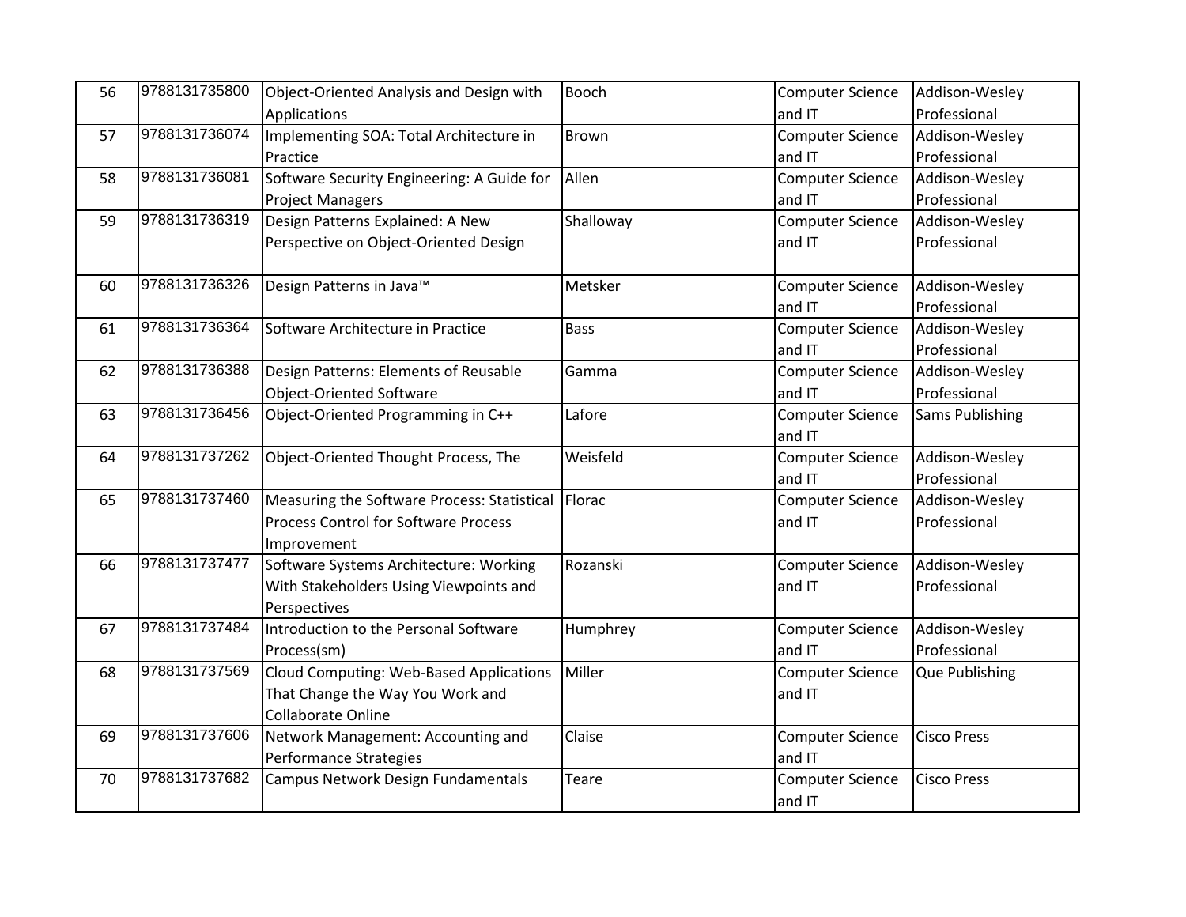| 56 | 9788131735800 | Object-Oriented Analysis and Design with Applications | Booch | Computer Science and IT | Addison-Wesley Professional |
|---|---|---|---|---|---|
| 57 | 9788131736074 | Implementing SOA: Total Architecture in Practice | Brown | Computer Science and IT | Addison-Wesley Professional |
| 58 | 9788131736081 | Software Security Engineering: A Guide for Project Managers | Allen | Computer Science and IT | Addison-Wesley Professional |
| 59 | 9788131736319 | Design Patterns Explained: A New Perspective on Object-Oriented Design | Shalloway | Computer Science and IT | Addison-Wesley Professional |
| 60 | 9788131736326 | Design Patterns in Java™ | Metsker | Computer Science and IT | Addison-Wesley Professional |
| 61 | 9788131736364 | Software Architecture in Practice | Bass | Computer Science and IT | Addison-Wesley Professional |
| 62 | 9788131736388 | Design Patterns: Elements of Reusable Object-Oriented Software | Gamma | Computer Science and IT | Addison-Wesley Professional |
| 63 | 9788131736456 | Object-Oriented Programming in C++ | Lafore | Computer Science and IT | Sams Publishing |
| 64 | 9788131737262 | Object-Oriented Thought Process, The | Weisfeld | Computer Science and IT | Addison-Wesley Professional |
| 65 | 9788131737460 | Measuring the Software Process: Statistical Process Control for Software Process Improvement | Florac | Computer Science and IT | Addison-Wesley Professional |
| 66 | 9788131737477 | Software Systems Architecture: Working With Stakeholders Using Viewpoints and Perspectives | Rozanski | Computer Science and IT | Addison-Wesley Professional |
| 67 | 9788131737484 | Introduction to the Personal Software Process(sm) | Humphrey | Computer Science and IT | Addison-Wesley Professional |
| 68 | 9788131737569 | Cloud Computing: Web-Based Applications That Change the Way You Work and Collaborate Online | Miller | Computer Science and IT | Que Publishing |
| 69 | 9788131737606 | Network Management: Accounting and Performance Strategies | Claise | Computer Science and IT | Cisco Press |
| 70 | 9788131737682 | Campus Network Design Fundamentals | Teare | Computer Science and IT | Cisco Press |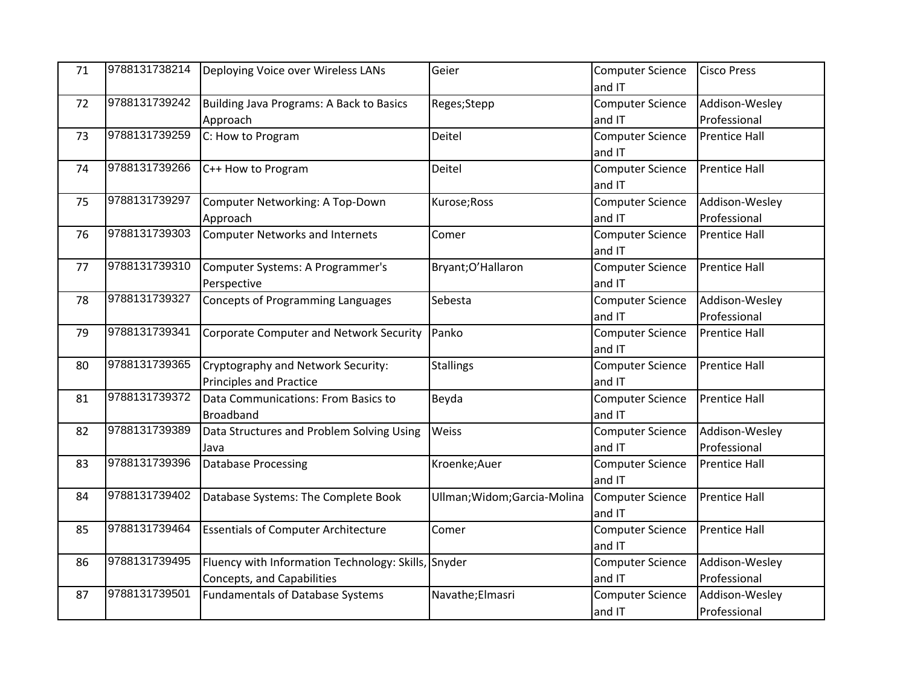| 71 | 9788131738214 | Deploying Voice over Wireless LANs | Geier | Computer Science and IT | Cisco Press |
|---|---|---|---|---|---|
| 72 | 9788131739242 | Building Java Programs: A Back to Basics Approach | Reges;Stepp | Computer Science and IT | Addison-Wesley Professional |
| 73 | 9788131739259 | C: How to Program | Deitel | Computer Science and IT | Prentice Hall |
| 74 | 9788131739266 | C++ How to Program | Deitel | Computer Science and IT | Prentice Hall |
| 75 | 9788131739297 | Computer Networking: A Top-Down Approach | Kurose;Ross | Computer Science and IT | Addison-Wesley Professional |
| 76 | 9788131739303 | Computer Networks and Internets | Comer | Computer Science and IT | Prentice Hall |
| 77 | 9788131739310 | Computer Systems: A Programmer's Perspective | Bryant;O'Hallaron | Computer Science and IT | Prentice Hall |
| 78 | 9788131739327 | Concepts of Programming Languages | Sebesta | Computer Science and IT | Addison-Wesley Professional |
| 79 | 9788131739341 | Corporate Computer and Network Security | Panko | Computer Science and IT | Prentice Hall |
| 80 | 9788131739365 | Cryptography and Network Security: Principles and Practice | Stallings | Computer Science and IT | Prentice Hall |
| 81 | 9788131739372 | Data Communications: From Basics to Broadband | Beyda | Computer Science and IT | Prentice Hall |
| 82 | 9788131739389 | Data Structures and Problem Solving Using Java | Weiss | Computer Science and IT | Addison-Wesley Professional |
| 83 | 9788131739396 | Database Processing | Kroenke;Auer | Computer Science and IT | Prentice Hall |
| 84 | 9788131739402 | Database Systems: The Complete Book | Ullman;Widom;Garcia-Molina | Computer Science and IT | Prentice Hall |
| 85 | 9788131739464 | Essentials of Computer Architecture | Comer | Computer Science and IT | Prentice Hall |
| 86 | 9788131739495 | Fluency with Information Technology: Skills, Concepts, and Capabilities | Snyder | Computer Science and IT | Addison-Wesley Professional |
| 87 | 9788131739501 | Fundamentals of Database Systems | Navathe;Elmasri | Computer Science and IT | Addison-Wesley Professional |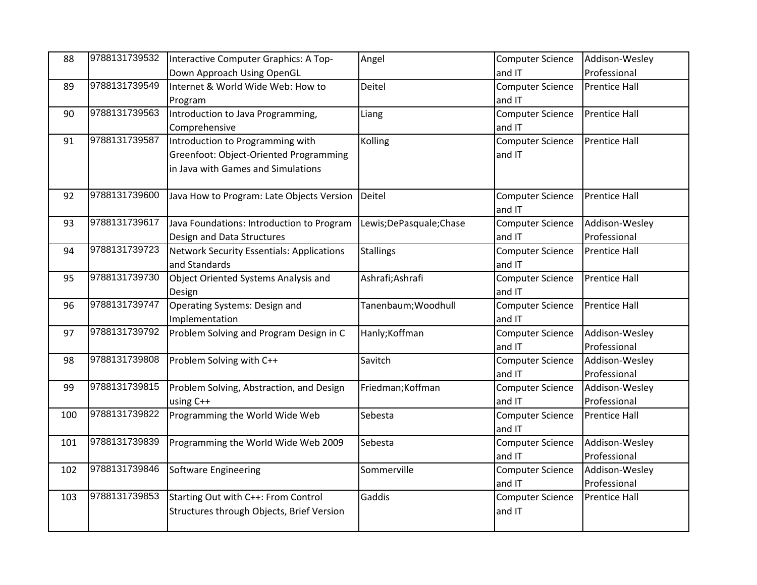| 88 | 9788131739532 | Interactive Computer Graphics: A Top-Down Approach Using OpenGL | Angel | Computer Science and IT | Addison-Wesley Professional |
|---|---|---|---|---|---|
| 89 | 9788131739549 | Internet & World Wide Web: How to Program | Deitel | Computer Science and IT | Prentice Hall |
| 90 | 9788131739563 | Introduction to Java Programming, Comprehensive | Liang | Computer Science and IT | Prentice Hall |
| 91 | 9788131739587 | Introduction to Programming with Greenfoot: Object-Oriented Programming in Java with Games and Simulations | Kolling | Computer Science and IT | Prentice Hall |
| 92 | 9788131739600 | Java How to Program: Late Objects Version | Deitel | Computer Science and IT | Prentice Hall |
| 93 | 9788131739617 | Java Foundations: Introduction to Program Design and Data Structures | Lewis;DePasquale;Chase | Computer Science and IT | Addison-Wesley Professional |
| 94 | 9788131739723 | Network Security Essentials: Applications and Standards | Stallings | Computer Science and IT | Prentice Hall |
| 95 | 9788131739730 | Object Oriented Systems Analysis and Design | Ashrafi;Ashrafi | Computer Science and IT | Prentice Hall |
| 96 | 9788131739747 | Operating Systems: Design and Implementation | Tanenbaum;Woodhull | Computer Science and IT | Prentice Hall |
| 97 | 9788131739792 | Problem Solving and Program Design in C | Hanly;Koffman | Computer Science and IT | Addison-Wesley Professional |
| 98 | 9788131739808 | Problem Solving with C++ | Savitch | Computer Science and IT | Addison-Wesley Professional |
| 99 | 9788131739815 | Problem Solving, Abstraction, and Design using C++ | Friedman;Koffman | Computer Science and IT | Addison-Wesley Professional |
| 100 | 9788131739822 | Programming the World Wide Web | Sebesta | Computer Science and IT | Prentice Hall |
| 101 | 9788131739839 | Programming the World Wide Web 2009 | Sebesta | Computer Science and IT | Addison-Wesley Professional |
| 102 | 9788131739846 | Software Engineering | Sommerville | Computer Science and IT | Addison-Wesley Professional |
| 103 | 9788131739853 | Starting Out with C++: From Control Structures through Objects, Brief Version | Gaddis | Computer Science and IT | Prentice Hall |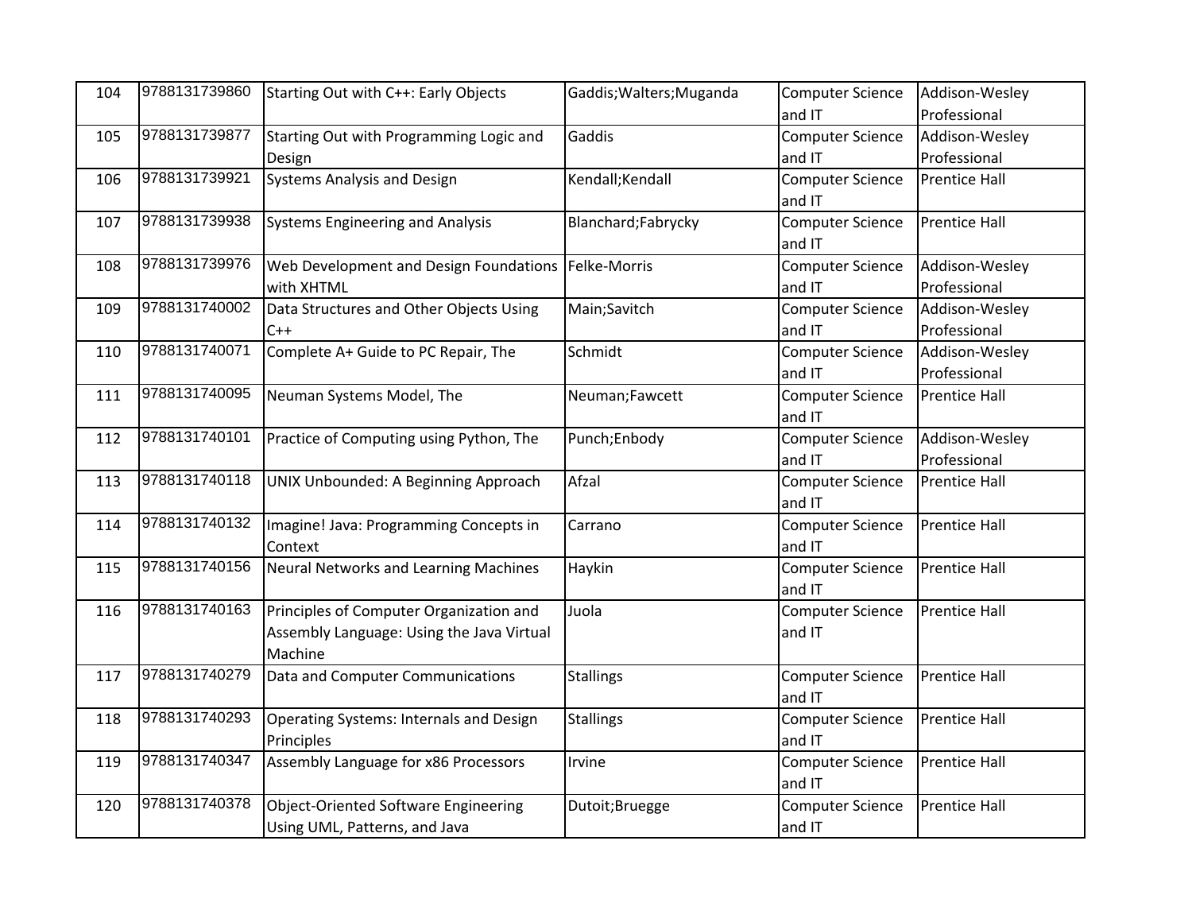| | | | | | |
|---|---|---|---|---|---|
| 104 | 9788131739860 | Starting Out with C++: Early Objects | Gaddis;Walters;Muganda | Computer Science and IT | Addison-Wesley Professional |
| 105 | 9788131739877 | Starting Out with Programming Logic and Design | Gaddis | Computer Science and IT | Addison-Wesley Professional |
| 106 | 9788131739921 | Systems Analysis and Design | Kendall;Kendall | Computer Science and IT | Prentice Hall |
| 107 | 9788131739938 | Systems Engineering and Analysis | Blanchard;Fabrycky | Computer Science and IT | Prentice Hall |
| 108 | 9788131739976 | Web Development and Design Foundations with XHTML | Felke-Morris | Computer Science and IT | Addison-Wesley Professional |
| 109 | 9788131740002 | Data Structures and Other Objects Using C++ | Main;Savitch | Computer Science and IT | Addison-Wesley Professional |
| 110 | 9788131740071 | Complete A+ Guide to PC Repair, The | Schmidt | Computer Science and IT | Addison-Wesley Professional |
| 111 | 9788131740095 | Neuman Systems Model, The | Neuman;Fawcett | Computer Science and IT | Prentice Hall |
| 112 | 9788131740101 | Practice of Computing using Python, The | Punch;Enbody | Computer Science and IT | Addison-Wesley Professional |
| 113 | 9788131740118 | UNIX Unbounded: A Beginning Approach | Afzal | Computer Science and IT | Prentice Hall |
| 114 | 9788131740132 | Imagine! Java: Programming Concepts in Context | Carrano | Computer Science and IT | Prentice Hall |
| 115 | 9788131740156 | Neural Networks and Learning Machines | Haykin | Computer Science and IT | Prentice Hall |
| 116 | 9788131740163 | Principles of Computer Organization and Assembly Language: Using the Java Virtual Machine | Juola | Computer Science and IT | Prentice Hall |
| 117 | 9788131740279 | Data and Computer Communications | Stallings | Computer Science and IT | Prentice Hall |
| 118 | 9788131740293 | Operating Systems: Internals and Design Principles | Stallings | Computer Science and IT | Prentice Hall |
| 119 | 9788131740347 | Assembly Language for x86 Processors | Irvine | Computer Science and IT | Prentice Hall |
| 120 | 9788131740378 | Object-Oriented Software Engineering Using UML, Patterns, and Java | Dutoit;Bruegge | Computer Science and IT | Prentice Hall |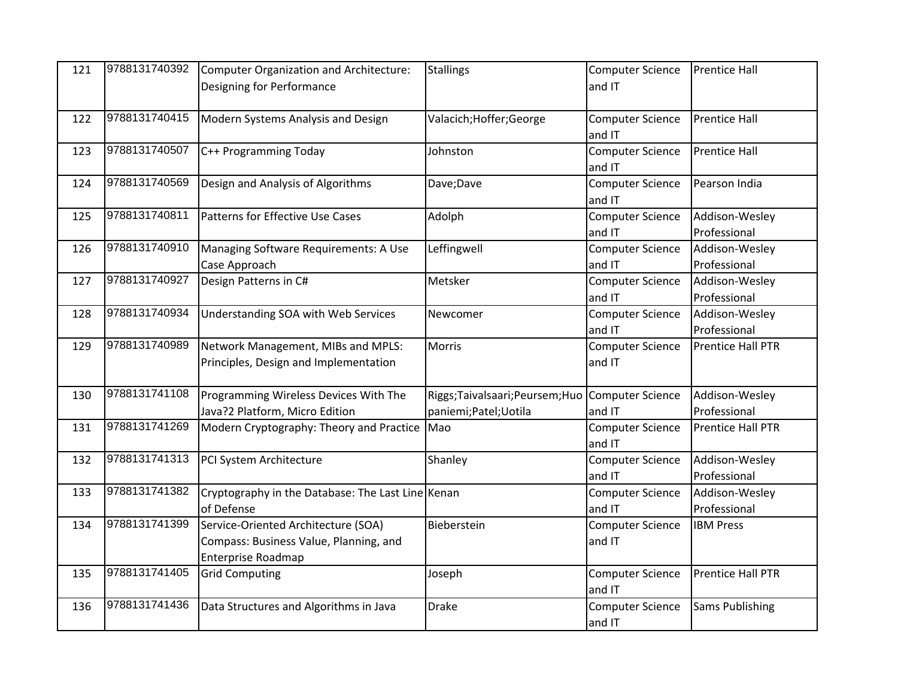| 121 | 9788131740392 | Computer Organization and Architecture: Designing for Performance | Stallings | Computer Science and IT | Prentice Hall |
|---|---|---|---|---|---|
| 122 | 9788131740415 | Modern Systems Analysis and Design | Valacich;Hoffer;George | Computer Science and IT | Prentice Hall |
| 123 | 9788131740507 | C++ Programming Today | Johnston | Computer Science and IT | Prentice Hall |
| 124 | 9788131740569 | Design and Analysis of Algorithms | Dave;Dave | Computer Science and IT | Pearson India |
| 125 | 9788131740811 | Patterns for Effective Use Cases | Adolph | Computer Science and IT | Addison-Wesley Professional |
| 126 | 9788131740910 | Managing Software Requirements: A Use Case Approach | Leffingwell | Computer Science and IT | Addison-Wesley Professional |
| 127 | 9788131740927 | Design Patterns in C# | Metsker | Computer Science and IT | Addison-Wesley Professional |
| 128 | 9788131740934 | Understanding SOA with Web Services | Newcomer | Computer Science and IT | Addison-Wesley Professional |
| 129 | 9788131740989 | Network Management, MIBs and MPLS: Principles, Design and Implementation | Morris | Computer Science and IT | Prentice Hall PTR |
| 130 | 9788131741108 | Programming Wireless Devices With The Java?2 Platform, Micro Edition | Riggs;Taivalsaari;Peursem;Huopaniemi;Patel;Uotila | Computer Science and IT | Addison-Wesley Professional |
| 131 | 9788131741269 | Modern Cryptography: Theory and Practice | Mao | Computer Science and IT | Prentice Hall PTR |
| 132 | 9788131741313 | PCI System Architecture | Shanley | Computer Science and IT | Addison-Wesley Professional |
| 133 | 9788131741382 | Cryptography in the Database: The Last Line of Defense | Kenan | Computer Science and IT | Addison-Wesley Professional |
| 134 | 9788131741399 | Service-Oriented Architecture (SOA) Compass: Business Value, Planning, and Enterprise Roadmap | Bieberstein | Computer Science and IT | IBM Press |
| 135 | 9788131741405 | Grid Computing | Joseph | Computer Science and IT | Prentice Hall PTR |
| 136 | 9788131741436 | Data Structures and Algorithms in Java | Drake | Computer Science and IT | Sams Publishing |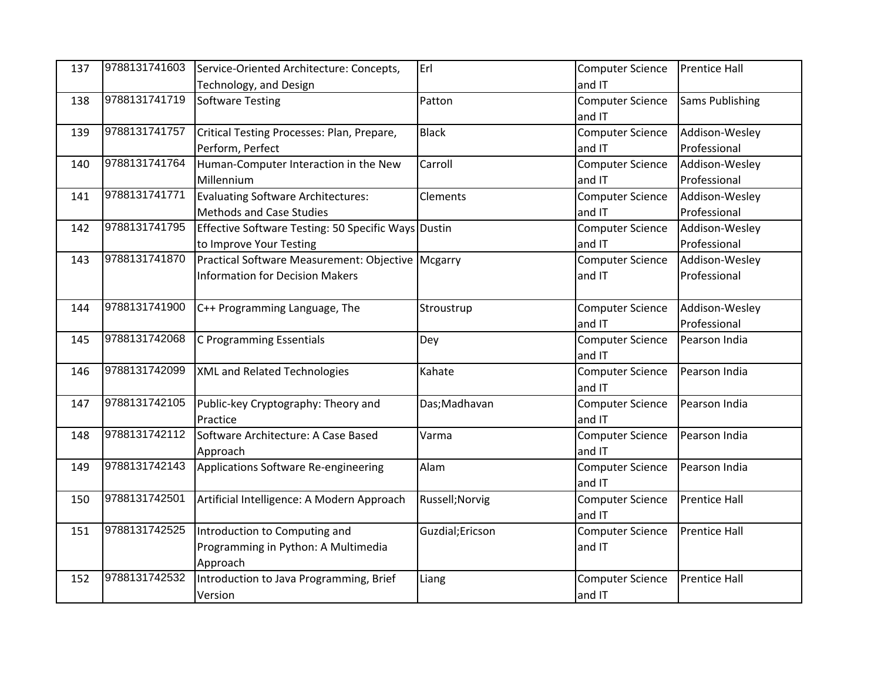| 137 | 9788131741603 | Service-Oriented Architecture: Concepts, Technology, and Design | Erl | Computer Science and IT | Prentice Hall |
|---|---|---|---|---|---|
| 138 | 9788131741719 | Software Testing | Patton | Computer Science and IT | Sams Publishing |
| 139 | 9788131741757 | Critical Testing Processes: Plan, Prepare, Perform, Perfect | Black | Computer Science and IT | Addison-Wesley Professional |
| 140 | 9788131741764 | Human-Computer Interaction in the New Millennium | Carroll | Computer Science and IT | Addison-Wesley Professional |
| 141 | 9788131741771 | Evaluating Software Architectures: Methods and Case Studies | Clements | Computer Science and IT | Addison-Wesley Professional |
| 142 | 9788131741795 | Effective Software Testing: 50 Specific Ways to Improve Your Testing | Dustin | Computer Science and IT | Addison-Wesley Professional |
| 143 | 9788131741870 | Practical Software Measurement: Objective Information for Decision Makers | Mcgarry | Computer Science and IT | Addison-Wesley Professional |
| 144 | 9788131741900 | C++ Programming Language, The | Stroustrup | Computer Science and IT | Addison-Wesley Professional |
| 145 | 9788131742068 | C Programming Essentials | Dey | Computer Science and IT | Pearson India |
| 146 | 9788131742099 | XML and Related Technologies | Kahate | Computer Science and IT | Pearson India |
| 147 | 9788131742105 | Public-key Cryptography: Theory and Practice | Das;Madhavan | Computer Science and IT | Pearson India |
| 148 | 9788131742112 | Software Architecture: A Case Based Approach | Varma | Computer Science and IT | Pearson India |
| 149 | 9788131742143 | Applications Software Re-engineering | Alam | Computer Science and IT | Pearson India |
| 150 | 9788131742501 | Artificial Intelligence: A Modern Approach | Russell;Norvig | Computer Science and IT | Prentice Hall |
| 151 | 9788131742525 | Introduction to Computing and Programming in Python: A Multimedia Approach | Guzdial;Ericson | Computer Science and IT | Prentice Hall |
| 152 | 9788131742532 | Introduction to Java Programming, Brief Version | Liang | Computer Science and IT | Prentice Hall |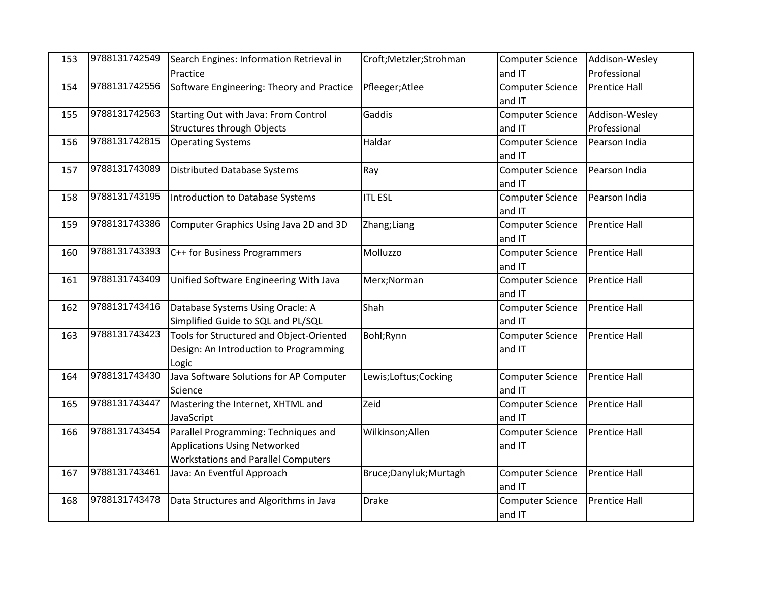| 153 | 9788131742549 | Search Engines: Information Retrieval in Practice | Croft;Metzler;Strohman | Computer Science and IT | Addison-Wesley Professional |
|---|---|---|---|---|---|
| 154 | 9788131742556 | Software Engineering: Theory and Practice | Pfleeger;Atlee | Computer Science and IT | Prentice Hall |
| 155 | 9788131742563 | Starting Out with Java: From Control Structures through Objects | Gaddis | Computer Science and IT | Addison-Wesley Professional |
| 156 | 9788131742815 | Operating Systems | Haldar | Computer Science and IT | Pearson India |
| 157 | 9788131743089 | Distributed Database Systems | Ray | Computer Science and IT | Pearson India |
| 158 | 9788131743195 | Introduction to Database Systems | ITL ESL | Computer Science and IT | Pearson India |
| 159 | 9788131743386 | Computer Graphics Using Java 2D and 3D | Zhang;Liang | Computer Science and IT | Prentice Hall |
| 160 | 9788131743393 | C++ for Business Programmers | Molluzzo | Computer Science and IT | Prentice Hall |
| 161 | 9788131743409 | Unified Software Engineering With Java | Merx;Norman | Computer Science and IT | Prentice Hall |
| 162 | 9788131743416 | Database Systems Using Oracle: A Simplified Guide to SQL and PL/SQL | Shah | Computer Science and IT | Prentice Hall |
| 163 | 9788131743423 | Tools for Structured and Object-Oriented Design: An Introduction to Programming Logic | Bohl;Rynn | Computer Science and IT | Prentice Hall |
| 164 | 9788131743430 | Java Software Solutions for AP Computer Science | Lewis;Loftus;Cocking | Computer Science and IT | Prentice Hall |
| 165 | 9788131743447 | Mastering the Internet, XHTML and JavaScript | Zeid | Computer Science and IT | Prentice Hall |
| 166 | 9788131743454 | Parallel Programming: Techniques and Applications Using Networked Workstations and Parallel Computers | Wilkinson;Allen | Computer Science and IT | Prentice Hall |
| 167 | 9788131743461 | Java: An Eventful Approach | Bruce;Danyluk;Murtagh | Computer Science and IT | Prentice Hall |
| 168 | 9788131743478 | Data Structures and Algorithms in Java | Drake | Computer Science and IT | Prentice Hall |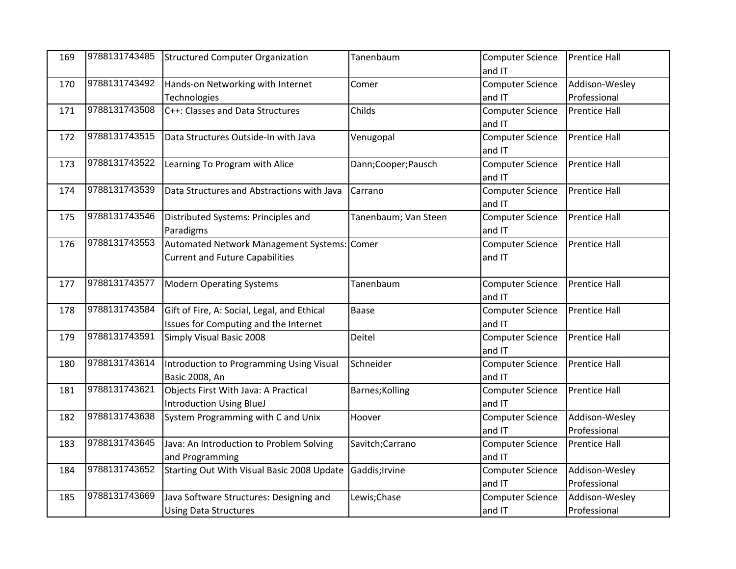| 169 | 9788131743485 | Structured Computer Organization | Tanenbaum | Computer Science and IT | Prentice Hall |
|---|---|---|---|---|---|
| 170 | 9788131743492 | Hands-on Networking with Internet Technologies | Comer | Computer Science and IT | Addison-Wesley Professional |
| 171 | 9788131743508 | C++: Classes and Data Structures | Childs | Computer Science and IT | Prentice Hall |
| 172 | 9788131743515 | Data Structures Outside-In with Java | Venugopal | Computer Science and IT | Prentice Hall |
| 173 | 9788131743522 | Learning To Program with Alice | Dann;Cooper;Pausch | Computer Science and IT | Prentice Hall |
| 174 | 9788131743539 | Data Structures and Abstractions with Java | Carrano | Computer Science and IT | Prentice Hall |
| 175 | 9788131743546 | Distributed Systems: Principles and Paradigms | Tanenbaum; Van Steen | Computer Science and IT | Prentice Hall |
| 176 | 9788131743553 | Automated Network Management Systems: Current and Future Capabilities | Comer | Computer Science and IT | Prentice Hall |
| 177 | 9788131743577 | Modern Operating Systems | Tanenbaum | Computer Science and IT | Prentice Hall |
| 178 | 9788131743584 | Gift of Fire, A: Social, Legal, and Ethical Issues for Computing and the Internet | Baase | Computer Science and IT | Prentice Hall |
| 179 | 9788131743591 | Simply Visual Basic 2008 | Deitel | Computer Science and IT | Prentice Hall |
| 180 | 9788131743614 | Introduction to Programming Using Visual Basic 2008, An | Schneider | Computer Science and IT | Prentice Hall |
| 181 | 9788131743621 | Objects First With Java: A Practical Introduction Using BlueJ | Barnes;Kolling | Computer Science and IT | Prentice Hall |
| 182 | 9788131743638 | System Programming with C and Unix | Hoover | Computer Science and IT | Addison-Wesley Professional |
| 183 | 9788131743645 | Java: An Introduction to Problem Solving and Programming | Savitch;Carrano | Computer Science and IT | Prentice Hall |
| 184 | 9788131743652 | Starting Out With Visual Basic 2008 Update | Gaddis;Irvine | Computer Science and IT | Addison-Wesley Professional |
| 185 | 9788131743669 | Java Software Structures: Designing and Using Data Structures | Lewis;Chase | Computer Science and IT | Addison-Wesley Professional |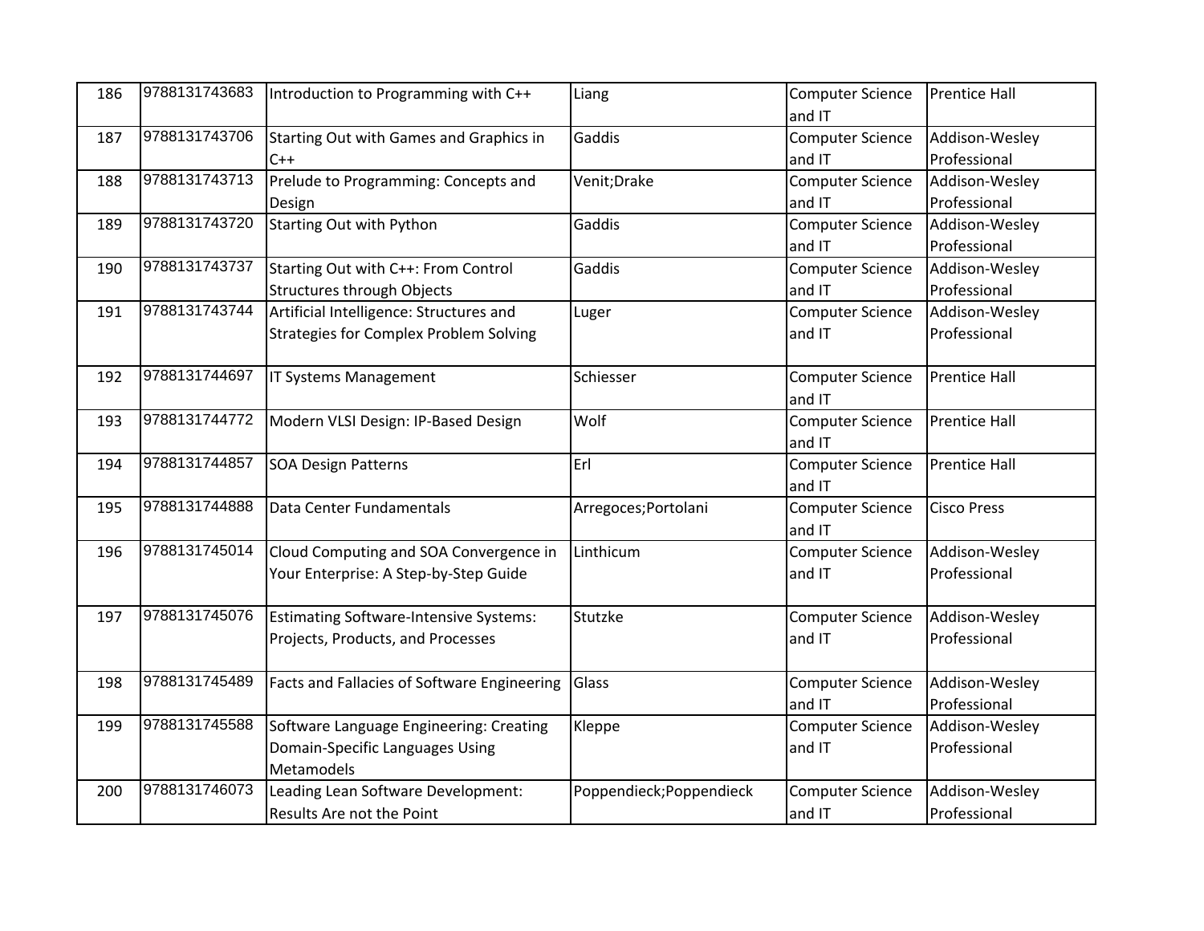| 186 | 9788131743683 | Introduction to Programming with C++ | Liang | Computer Science and IT | Prentice Hall |
|---|---|---|---|---|---|
| 187 | 9788131743706 | Starting Out with Games and Graphics in C++ | Gaddis | Computer Science and IT | Addison-Wesley Professional |
| 188 | 9788131743713 | Prelude to Programming: Concepts and Design | Venit;Drake | Computer Science and IT | Addison-Wesley Professional |
| 189 | 9788131743720 | Starting Out with Python | Gaddis | Computer Science and IT | Addison-Wesley Professional |
| 190 | 9788131743737 | Starting Out with C++: From Control Structures through Objects | Gaddis | Computer Science and IT | Addison-Wesley Professional |
| 191 | 9788131743744 | Artificial Intelligence: Structures and Strategies for Complex Problem Solving | Luger | Computer Science and IT | Addison-Wesley Professional |
| 192 | 9788131744697 | IT Systems Management | Schiesser | Computer Science and IT | Prentice Hall |
| 193 | 9788131744772 | Modern VLSI Design: IP-Based Design | Wolf | Computer Science and IT | Prentice Hall |
| 194 | 9788131744857 | SOA Design Patterns | Erl | Computer Science and IT | Prentice Hall |
| 195 | 9788131744888 | Data Center Fundamentals | Arregoces;Portolani | Computer Science and IT | Cisco Press |
| 196 | 9788131745014 | Cloud Computing and SOA Convergence in Your Enterprise: A Step-by-Step Guide | Linthicum | Computer Science and IT | Addison-Wesley Professional |
| 197 | 9788131745076 | Estimating Software-Intensive Systems: Projects, Products, and Processes | Stutzke | Computer Science and IT | Addison-Wesley Professional |
| 198 | 9788131745489 | Facts and Fallacies of Software Engineering | Glass | Computer Science and IT | Addison-Wesley Professional |
| 199 | 9788131745588 | Software Language Engineering: Creating Domain-Specific Languages Using Metamodels | Kleppe | Computer Science and IT | Addison-Wesley Professional |
| 200 | 9788131746073 | Leading Lean Software Development: Results Are not the Point | Poppendieck;Poppendieck | Computer Science and IT | Addison-Wesley Professional |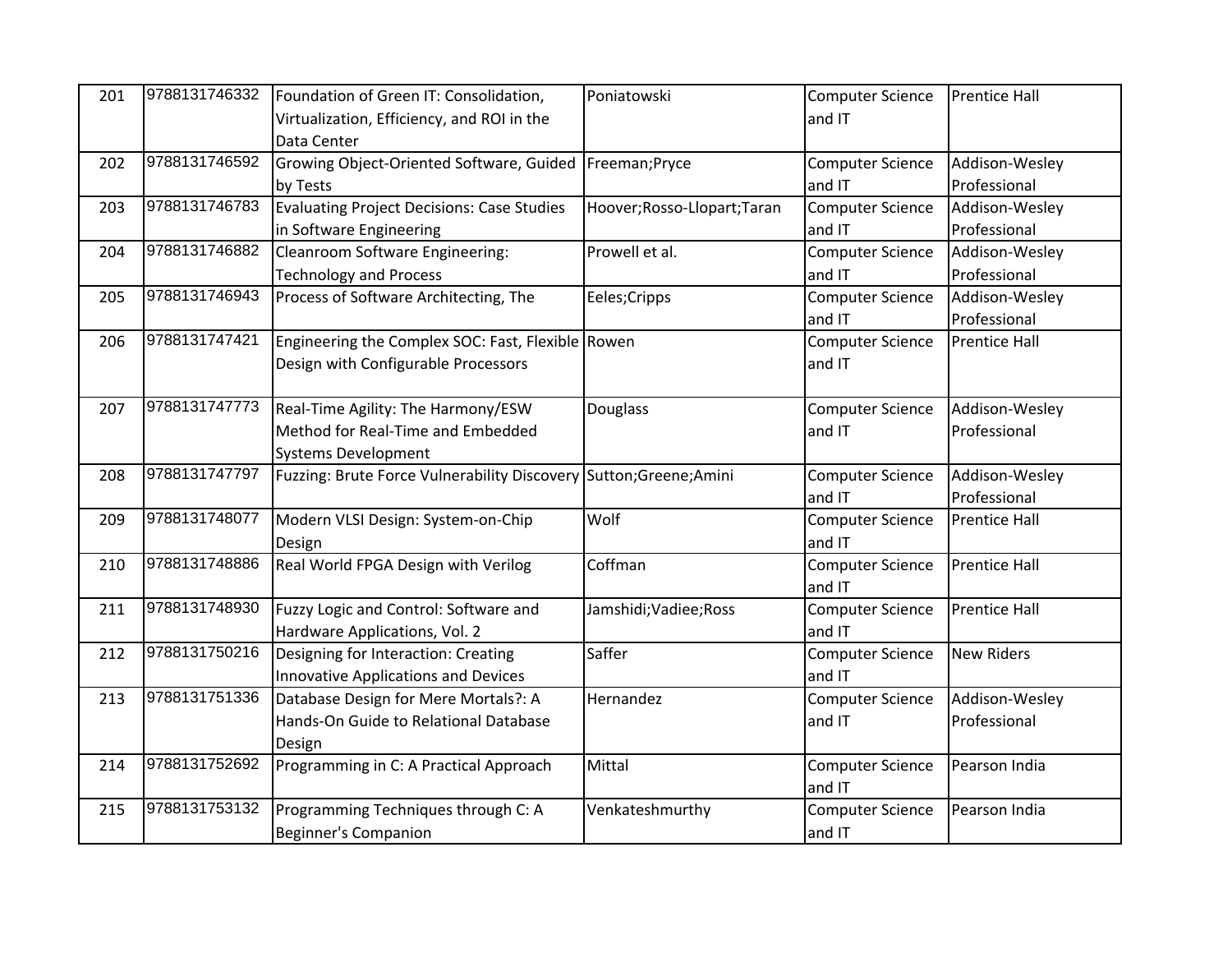| 201 | 9788131746332 | Foundation of Green IT: Consolidation, Virtualization, Efficiency, and ROI in the Data Center | Poniatowski | Computer Science and IT | Prentice Hall |
|---|---|---|---|---|---|
| 202 | 9788131746592 | Growing Object-Oriented Software, Guided by Tests | Freeman;Pryce | Computer Science and IT | Addison-Wesley Professional |
| 203 | 9788131746783 | Evaluating Project Decisions: Case Studies in Software Engineering | Hoover;Rosso-Llopart;Taran | Computer Science and IT | Addison-Wesley Professional |
| 204 | 9788131746882 | Cleanroom Software Engineering: Technology and Process | Prowell et al. | Computer Science and IT | Addison-Wesley Professional |
| 205 | 9788131746943 | Process of Software Architecting, The | Eeles;Cripps | Computer Science and IT | Addison-Wesley Professional |
| 206 | 9788131747421 | Engineering the Complex SOC: Fast, Flexible Design with Configurable Processors | Rowen | Computer Science and IT | Prentice Hall |
| 207 | 9788131747773 | Real-Time Agility: The Harmony/ESW Method for Real-Time and Embedded Systems Development | Douglass | Computer Science and IT | Addison-Wesley Professional |
| 208 | 9788131747797 | Fuzzing: Brute Force Vulnerability Discovery | Sutton;Greene;Amini | Computer Science and IT | Addison-Wesley Professional |
| 209 | 9788131748077 | Modern VLSI Design: System-on-Chip Design | Wolf | Computer Science and IT | Prentice Hall |
| 210 | 9788131748886 | Real World FPGA Design with Verilog | Coffman | Computer Science and IT | Prentice Hall |
| 211 | 9788131748930 | Fuzzy Logic and Control: Software and Hardware Applications, Vol. 2 | Jamshidi;Vadiee;Ross | Computer Science and IT | Prentice Hall |
| 212 | 9788131750216 | Designing for Interaction: Creating Innovative Applications and Devices | Saffer | Computer Science and IT | New Riders |
| 213 | 9788131751336 | Database Design for Mere Mortals?: A Hands-On Guide to Relational Database Design | Hernandez | Computer Science and IT | Addison-Wesley Professional |
| 214 | 9788131752692 | Programming in C: A Practical Approach | Mittal | Computer Science and IT | Pearson India |
| 215 | 9788131753132 | Programming Techniques through C: A Beginner's Companion | Venkateshmurthy | Computer Science and IT | Pearson India |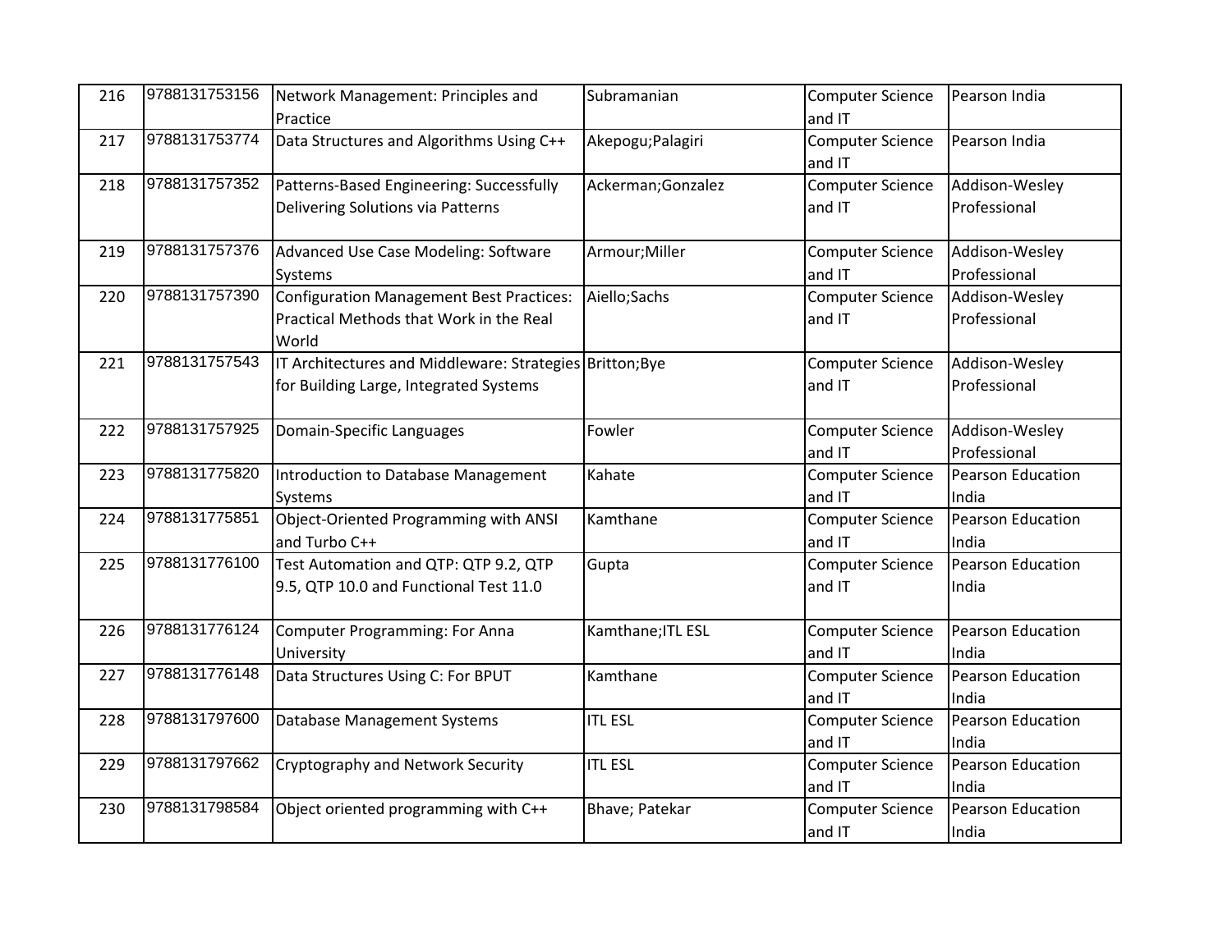| 216 | 9788131753156 | Network Management: Principles and Practice | Subramanian | Computer Science and IT | Pearson India |
|---|---|---|---|---|---|
| 217 | 9788131753774 | Data Structures and Algorithms Using C++ | Akepogu;Palagiri | Computer Science and IT | Pearson India |
| 218 | 9788131757352 | Patterns-Based Engineering: Successfully Delivering Solutions via Patterns | Ackerman;Gonzalez | Computer Science and IT | Addison-Wesley Professional |
| 219 | 9788131757376 | Advanced Use Case Modeling: Software Systems | Armour;Miller | Computer Science and IT | Addison-Wesley Professional |
| 220 | 9788131757390 | Configuration Management Best Practices: Practical Methods that Work in the Real World | Aiello;Sachs | Computer Science and IT | Addison-Wesley Professional |
| 221 | 9788131757543 | IT Architectures and Middleware: Strategies for Building Large, Integrated Systems | Britton;Bye | Computer Science and IT | Addison-Wesley Professional |
| 222 | 9788131757925 | Domain-Specific Languages | Fowler | Computer Science and IT | Addison-Wesley Professional |
| 223 | 9788131775820 | Introduction to Database Management Systems | Kahate | Computer Science and IT | Pearson Education India |
| 224 | 9788131775851 | Object-Oriented Programming with ANSI and Turbo C++ | Kamthane | Computer Science and IT | Pearson Education India |
| 225 | 9788131776100 | Test Automation and QTP: QTP 9.2, QTP 9.5, QTP 10.0 and Functional Test 11.0 | Gupta | Computer Science and IT | Pearson Education India |
| 226 | 9788131776124 | Computer Programming: For Anna University | Kamthane;ITL ESL | Computer Science and IT | Pearson Education India |
| 227 | 9788131776148 | Data Structures Using C: For BPUT | Kamthane | Computer Science and IT | Pearson Education India |
| 228 | 9788131797600 | Database Management Systems | ITL ESL | Computer Science and IT | Pearson Education India |
| 229 | 9788131797662 | Cryptography and Network Security | ITL ESL | Computer Science and IT | Pearson Education India |
| 230 | 9788131798584 | Object oriented programming with C++ | Bhave; Patekar | Computer Science and IT | Pearson Education India |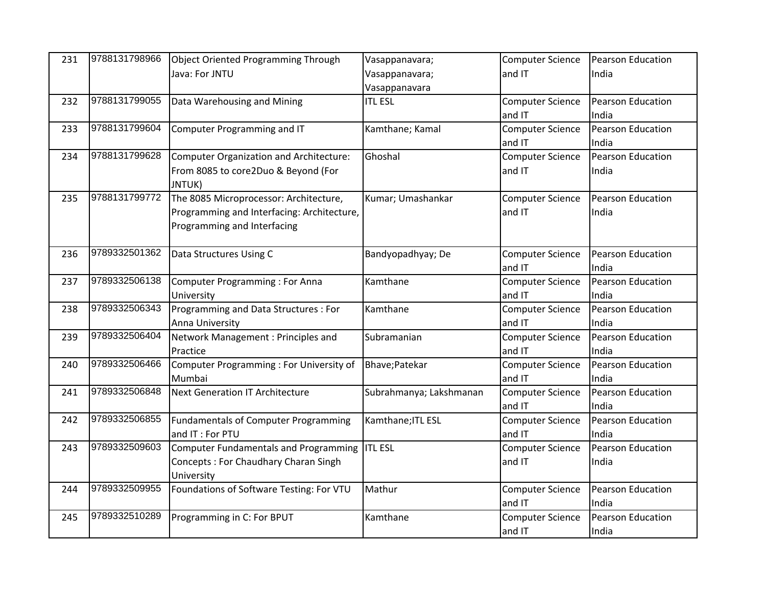| 231 | 9788131798966 | Object Oriented Programming Through Java: For JNTU | Vasappanavara; Vasappanavara; Vasappanavara | Computer Science and IT | Pearson Education India |
|---|---|---|---|---|---|
| 232 | 9788131799055 | Data Warehousing and Mining | ITL ESL | Computer Science and IT | Pearson Education India |
| 233 | 9788131799604 | Computer Programming and IT | Kamthane; Kamal | Computer Science and IT | Pearson Education India |
| 234 | 9788131799628 | Computer Organization and Architecture: From 8085 to core2Duo & Beyond (For JNTUK) | Ghoshal | Computer Science and IT | Pearson Education India |
| 235 | 9788131799772 | The 8085 Microprocessor: Architecture, Programming and Interfacing: Architecture, Programming and Interfacing | Kumar; Umashankar | Computer Science and IT | Pearson Education India |
| 236 | 9789332501362 | Data Structures Using C | Bandyopadhyay; De | Computer Science and IT | Pearson Education India |
| 237 | 9789332506138 | Computer Programming : For Anna University | Kamthane | Computer Science and IT | Pearson Education India |
| 238 | 9789332506343 | Programming and Data Structures : For Anna University | Kamthane | Computer Science and IT | Pearson Education India |
| 239 | 9789332506404 | Network Management : Principles and Practice | Subramanian | Computer Science and IT | Pearson Education India |
| 240 | 9789332506466 | Computer Programming : For University of Mumbai | Bhave;Patekar | Computer Science and IT | Pearson Education India |
| 241 | 9789332506848 | Next Generation IT Architecture | Subrahmanya; Lakshmanan | Computer Science and IT | Pearson Education India |
| 242 | 9789332506855 | Fundamentals of Computer Programming and IT : For PTU | Kamthane;ITL ESL | Computer Science and IT | Pearson Education India |
| 243 | 9789332509603 | Computer Fundamentals and Programming Concepts : For Chaudhary Charan Singh University | ITL ESL | Computer Science and IT | Pearson Education India |
| 244 | 9789332509955 | Foundations of Software Testing: For VTU | Mathur | Computer Science and IT | Pearson Education India |
| 245 | 9789332510289 | Programming in C: For BPUT | Kamthane | Computer Science and IT | Pearson Education India |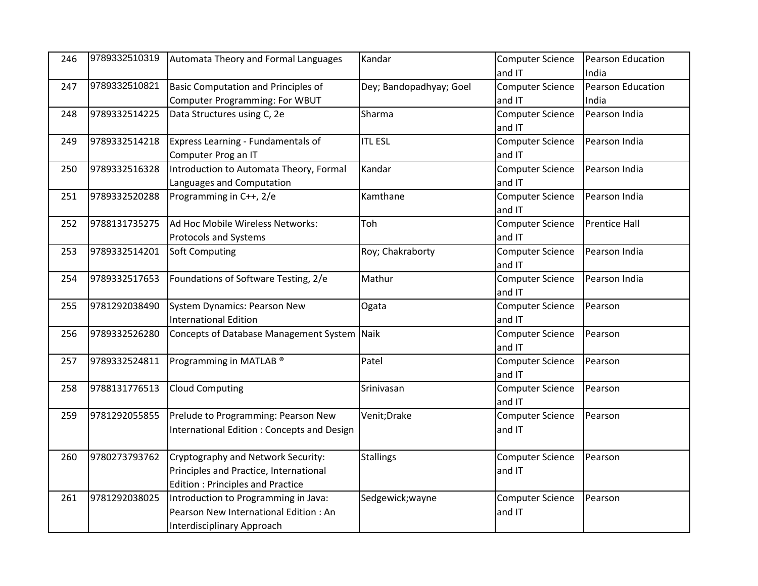| 246 | 9789332510319 | Automata Theory and Formal Languages | Kandar | Computer Science and IT | Pearson Education India |
|---|---|---|---|---|---|
| 247 | 9789332510821 | Basic Computation and Principles of Computer Programming: For WBUT | Dey; Bandopadhyay; Goel | Computer Science and IT | Pearson Education India |
| 248 | 9789332514225 | Data Structures using C, 2e | Sharma | Computer Science and IT | Pearson India |
| 249 | 9789332514218 | Express Learning - Fundamentals of Computer Prog an IT | ITL ESL | Computer Science and IT | Pearson India |
| 250 | 9789332516328 | Introduction to Automata Theory, Formal Languages and Computation | Kandar | Computer Science and IT | Pearson India |
| 251 | 9789332520288 | Programming in C++, 2/e | Kamthane | Computer Science and IT | Pearson India |
| 252 | 9788131735275 | Ad Hoc Mobile Wireless Networks: Protocols and Systems | Toh | Computer Science and IT | Prentice Hall |
| 253 | 9789332514201 | Soft Computing | Roy; Chakraborty | Computer Science and IT | Pearson India |
| 254 | 9789332517653 | Foundations of Software Testing, 2/e | Mathur | Computer Science and IT | Pearson India |
| 255 | 9781292038490 | System Dynamics: Pearson New International Edition | Ogata | Computer Science and IT | Pearson |
| 256 | 9789332526280 | Concepts of Database Management System | Naik | Computer Science and IT | Pearson |
| 257 | 9789332524811 | Programming in MATLAB ® | Patel | Computer Science and IT | Pearson |
| 258 | 9788131776513 | Cloud Computing | Srinivasan | Computer Science and IT | Pearson |
| 259 | 9781292055855 | Prelude to Programming: Pearson New International Edition : Concepts and Design | Venit;Drake | Computer Science and IT | Pearson |
| 260 | 9780273793762 | Cryptography and Network Security: Principles and Practice, International Edition : Principles and Practice | Stallings | Computer Science and IT | Pearson |
| 261 | 9781292038025 | Introduction to Programming in Java: Pearson New International Edition : An Interdisciplinary Approach | Sedgewick;wayne | Computer Science and IT | Pearson |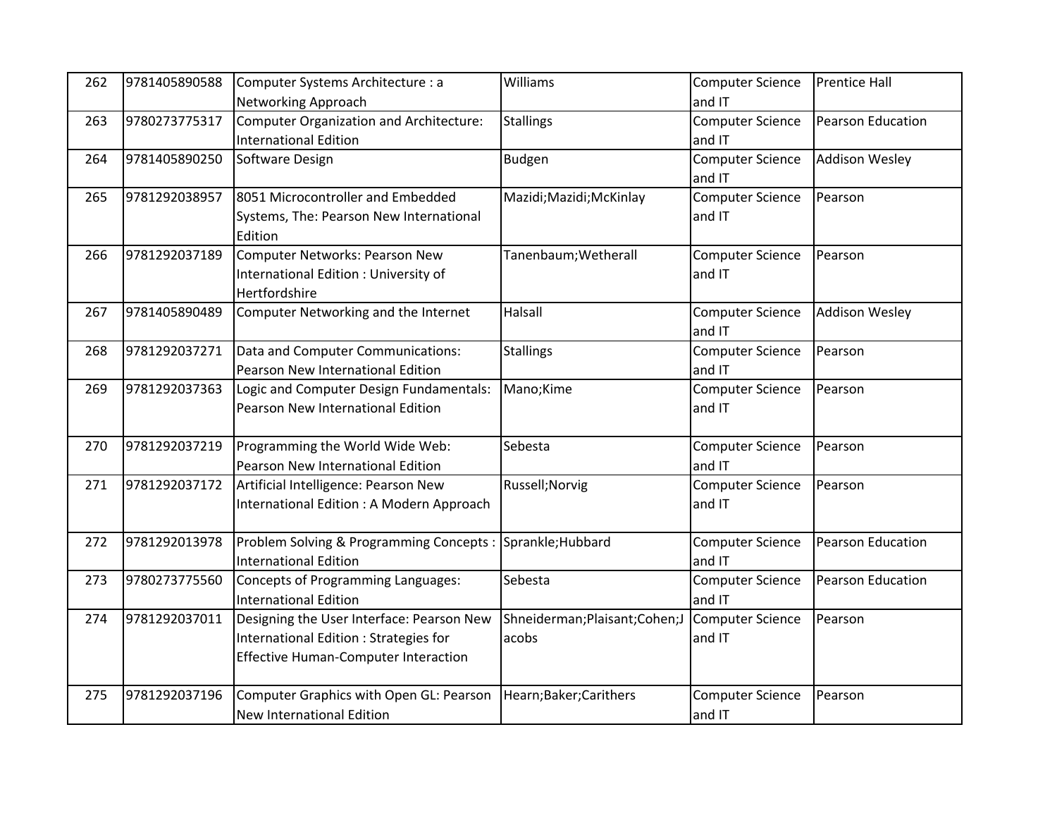| 262 | 9781405890588 | Computer Systems Architecture : a Networking Approach | Williams | Computer Science and IT | Prentice Hall |
|---|---|---|---|---|---|
| 263 | 9780273775317 | Computer Organization and Architecture: International Edition | Stallings | Computer Science and IT | Pearson Education |
| 264 | 9781405890250 | Software Design | Budgen | Computer Science and IT | Addison Wesley |
| 265 | 9781292038957 | 8051 Microcontroller and Embedded Systems, The: Pearson New International Edition | Mazidi;Mazidi;McKinlay | Computer Science and IT | Pearson |
| 266 | 9781292037189 | Computer Networks: Pearson New International Edition : University of Hertfordshire | Tanenbaum;Wetherall | Computer Science and IT | Pearson |
| 267 | 9781405890489 | Computer Networking and the Internet | Halsall | Computer Science and IT | Addison Wesley |
| 268 | 9781292037271 | Data and Computer Communications: Pearson New International Edition | Stallings | Computer Science and IT | Pearson |
| 269 | 9781292037363 | Logic and Computer Design Fundamentals: Pearson New International Edition | Mano;Kime | Computer Science and IT | Pearson |
| 270 | 9781292037219 | Programming the World Wide Web: Pearson New International Edition | Sebesta | Computer Science and IT | Pearson |
| 271 | 9781292037172 | Artificial Intelligence: Pearson New International Edition : A Modern Approach | Russell;Norvig | Computer Science and IT | Pearson |
| 272 | 9781292013978 | Problem Solving & Programming Concepts : International Edition | Sprankle;Hubbard | Computer Science and IT | Pearson Education |
| 273 | 9780273775560 | Concepts of Programming Languages: International Edition | Sebesta | Computer Science and IT | Pearson Education |
| 274 | 9781292037011 | Designing the User Interface: Pearson New International Edition : Strategies for Effective Human-Computer Interaction | Shneiderman;Plaisant;Cohen;Jacobs | Computer Science and IT | Pearson |
| 275 | 9781292037196 | Computer Graphics with Open GL: Pearson New International Edition | Hearn;Baker;Carithers | Computer Science and IT | Pearson |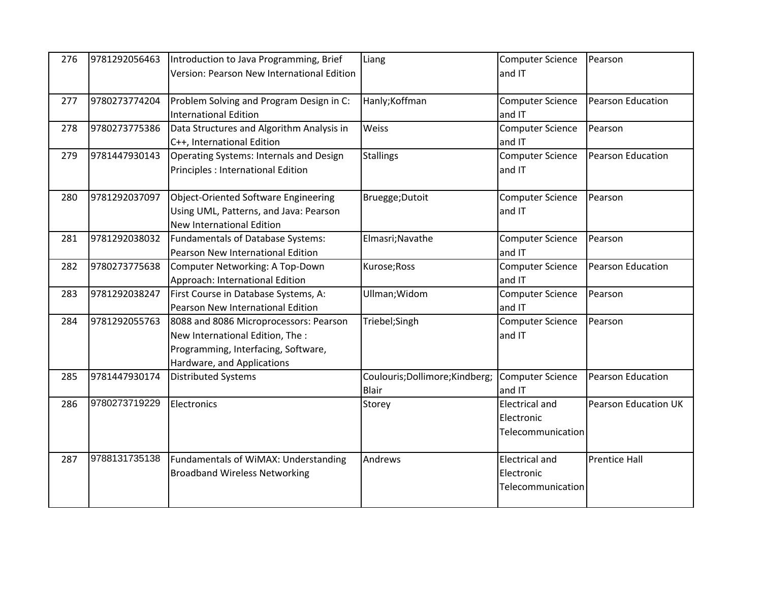| 276 | 9781292056463 | Introduction to Java Programming, Brief Version: Pearson New International Edition | Liang | Computer Science and IT | Pearson |
|---|---|---|---|---|---|
| 277 | 9780273774204 | Problem Solving and Program Design in C: International Edition | Hanly;Koffman | Computer Science and IT | Pearson Education |
| 278 | 9780273775386 | Data Structures and Algorithm Analysis in C++, International Edition | Weiss | Computer Science and IT | Pearson |
| 279 | 9781447930143 | Operating Systems: Internals and Design Principles : International Edition | Stallings | Computer Science and IT | Pearson Education |
| 280 | 9781292037097 | Object-Oriented Software Engineering Using UML, Patterns, and Java: Pearson New International Edition | Bruegge;Dutoit | Computer Science and IT | Pearson |
| 281 | 9781292038032 | Fundamentals of Database Systems: Pearson New International Edition | Elmasri;Navathe | Computer Science and IT | Pearson |
| 282 | 9780273775638 | Computer Networking: A Top-Down Approach: International Edition | Kurose;Ross | Computer Science and IT | Pearson Education |
| 283 | 9781292038247 | First Course in Database Systems, A: Pearson New International Edition | Ullman;Widom | Computer Science and IT | Pearson |
| 284 | 9781292055763 | 8088 and 8086 Microprocessors: Pearson New International Edition, The : Programming, Interfacing, Software, Hardware, and Applications | Triebel;Singh | Computer Science and IT | Pearson |
| 285 | 9781447930174 | Distributed Systems | Coulouris;Dollimore;Kindberg; Blair | Computer Science and IT | Pearson Education |
| 286 | 9780273719229 | Electronics | Storey | Electrical and Electronic Telecommunication | Pearson Education UK |
| 287 | 9788131735138 | Fundamentals of WiMAX: Understanding Broadband Wireless Networking | Andrews | Electrical and Electronic Telecommunication | Prentice Hall |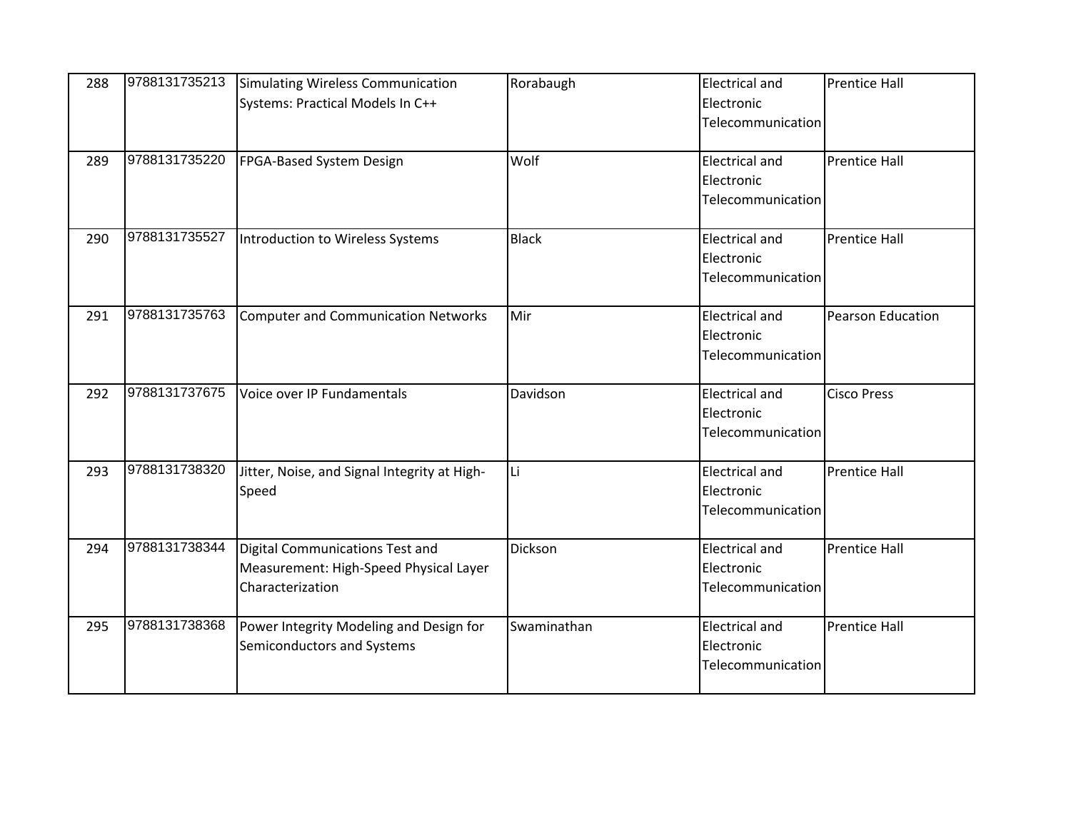| | | | | | |
|---|---|---|---|---|---|
| 288 | 9788131735213 | Simulating Wireless Communication Systems: Practical Models In C++ | Rorabaugh | Electrical and Electronic Telecommunication | Prentice Hall |
| 289 | 9788131735220 | FPGA-Based System Design | Wolf | Electrical and Electronic Telecommunication | Prentice Hall |
| 290 | 9788131735527 | Introduction to Wireless Systems | Black | Electrical and Electronic Telecommunication | Prentice Hall |
| 291 | 9788131735763 | Computer and Communication Networks | Mir | Electrical and Electronic Telecommunication | Pearson Education |
| 292 | 9788131737675 | Voice over IP Fundamentals | Davidson | Electrical and Electronic Telecommunication | Cisco Press |
| 293 | 9788131738320 | Jitter, Noise, and Signal Integrity at High-Speed | Li | Electrical and Electronic Telecommunication | Prentice Hall |
| 294 | 9788131738344 | Digital Communications Test and Measurement: High-Speed Physical Layer Characterization | Dickson | Electrical and Electronic Telecommunication | Prentice Hall |
| 295 | 9788131738368 | Power Integrity Modeling and Design for Semiconductors and Systems | Swaminathan | Electrical and Electronic Telecommunication | Prentice Hall |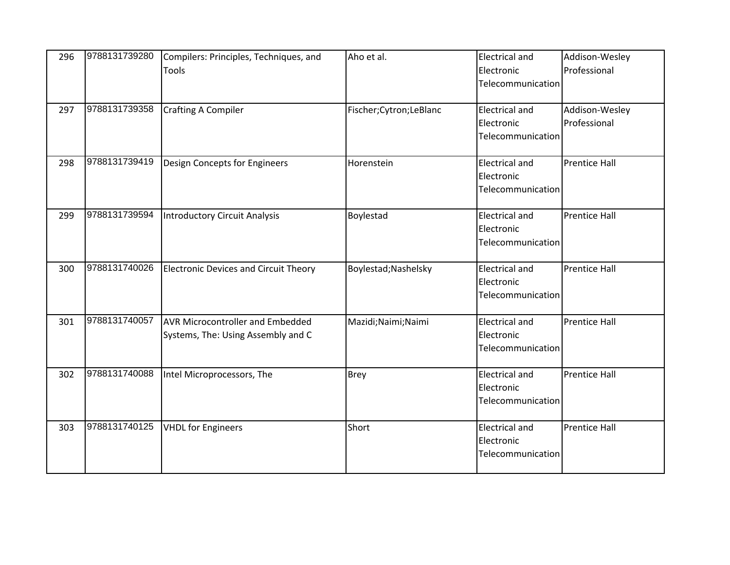| 296 | 9788131739280 | Compilers: Principles, Techniques, and Tools | Aho et al. | Electrical and Electronic Telecommunication | Addison-Wesley Professional |
|---|---|---|---|---|---|
| 297 | 9788131739358 | Crafting A Compiler | Fischer;Cytron;LeBlanc | Electrical and Electronic Telecommunication | Addison-Wesley Professional |
| 298 | 9788131739419 | Design Concepts for Engineers | Horenstein | Electrical and Electronic Telecommunication | Prentice Hall |
| 299 | 9788131739594 | Introductory Circuit Analysis | Boylestad | Electrical and Electronic Telecommunication | Prentice Hall |
| 300 | 9788131740026 | Electronic Devices and Circuit Theory | Boylestad;Nashelsky | Electrical and Electronic Telecommunication | Prentice Hall |
| 301 | 9788131740057 | AVR Microcontroller and Embedded Systems, The: Using Assembly and C | Mazidi;Naimi;Naimi | Electrical and Electronic Telecommunication | Prentice Hall |
| 302 | 9788131740088 | Intel Microprocessors, The | Brey | Electrical and Electronic Telecommunication | Prentice Hall |
| 303 | 9788131740125 | VHDL for Engineers | Short | Electrical and Electronic Telecommunication | Prentice Hall |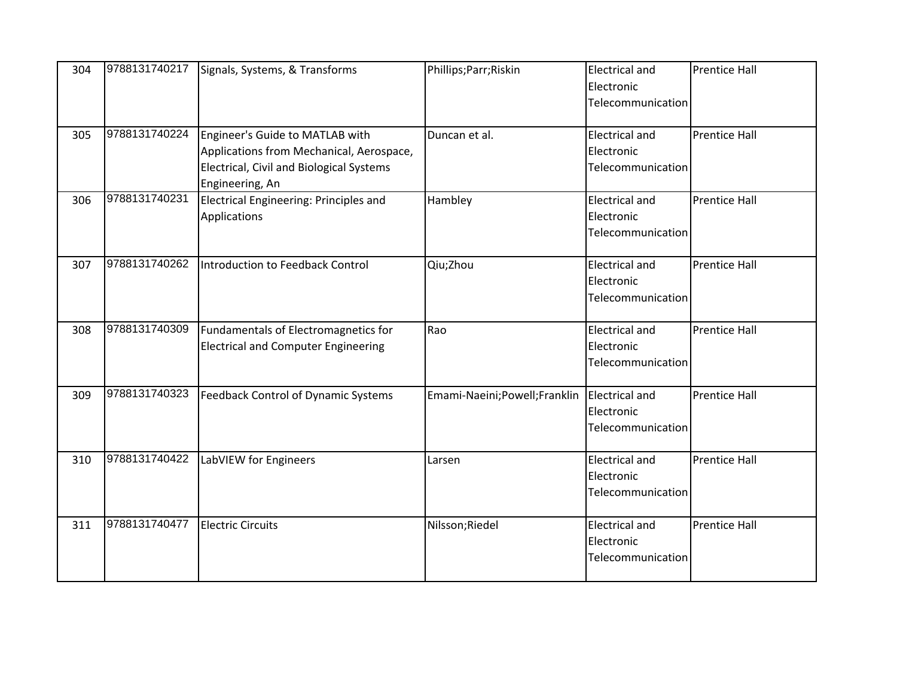| 304 | 9788131740217 | Signals, Systems, & Transforms | Phillips;Parr;Riskin | Electrical and Electronic Telecommunication | Prentice Hall |
|---|---|---|---|---|---|
| 305 | 9788131740224 | Engineer's Guide to MATLAB with Applications from Mechanical, Aerospace, Electrical, Civil and Biological Systems Engineering, An | Duncan et al. | Electrical and Electronic Telecommunication | Prentice Hall |
| 306 | 9788131740231 | Electrical Engineering: Principles and Applications | Hambley | Electrical and Electronic Telecommunication | Prentice Hall |
| 307 | 9788131740262 | Introduction to Feedback Control | Qiu;Zhou | Electrical and Electronic Telecommunication | Prentice Hall |
| 308 | 9788131740309 | Fundamentals of Electromagnetics for Electrical and Computer Engineering | Rao | Electrical and Electronic Telecommunication | Prentice Hall |
| 309 | 9788131740323 | Feedback Control of Dynamic Systems | Emami-Naeini;Powell;Franklin | Electrical and Electronic Telecommunication | Prentice Hall |
| 310 | 9788131740422 | LabVIEW for Engineers | Larsen | Electrical and Electronic Telecommunication | Prentice Hall |
| 311 | 9788131740477 | Electric Circuits | Nilsson;Riedel | Electrical and Electronic Telecommunication | Prentice Hall |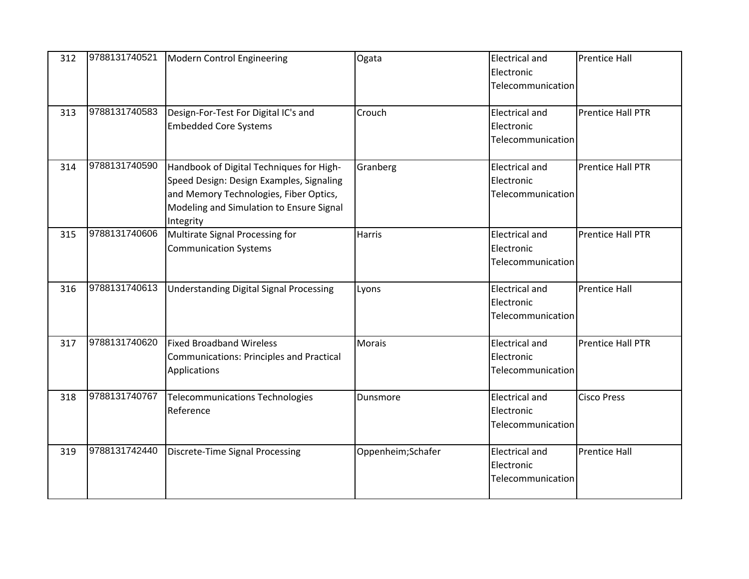| | | | | | |
|---|---|---|---|---|---|
| 312 | 9788131740521 | Modern Control Engineering | Ogata | Electrical and Electronic Telecommunication | Prentice Hall |
| 313 | 9788131740583 | Design-For-Test For Digital IC's and Embedded Core Systems | Crouch | Electrical and Electronic Telecommunication | Prentice Hall PTR |
| 314 | 9788131740590 | Handbook of Digital Techniques for High-Speed Design: Design Examples, Signaling and Memory Technologies, Fiber Optics, Modeling and Simulation to Ensure Signal Integrity | Granberg | Electrical and Electronic Telecommunication | Prentice Hall PTR |
| 315 | 9788131740606 | Multirate Signal Processing for Communication Systems | Harris | Electrical and Electronic Telecommunication | Prentice Hall PTR |
| 316 | 9788131740613 | Understanding Digital Signal Processing | Lyons | Electrical and Electronic Telecommunication | Prentice Hall |
| 317 | 9788131740620 | Fixed Broadband Wireless Communications: Principles and Practical Applications | Morais | Electrical and Electronic Telecommunication | Prentice Hall PTR |
| 318 | 9788131740767 | Telecommunications Technologies Reference | Dunsmore | Electrical and Electronic Telecommunication | Cisco Press |
| 319 | 9788131742440 | Discrete-Time Signal Processing | Oppenheim;Schafer | Electrical and Electronic Telecommunication | Prentice Hall |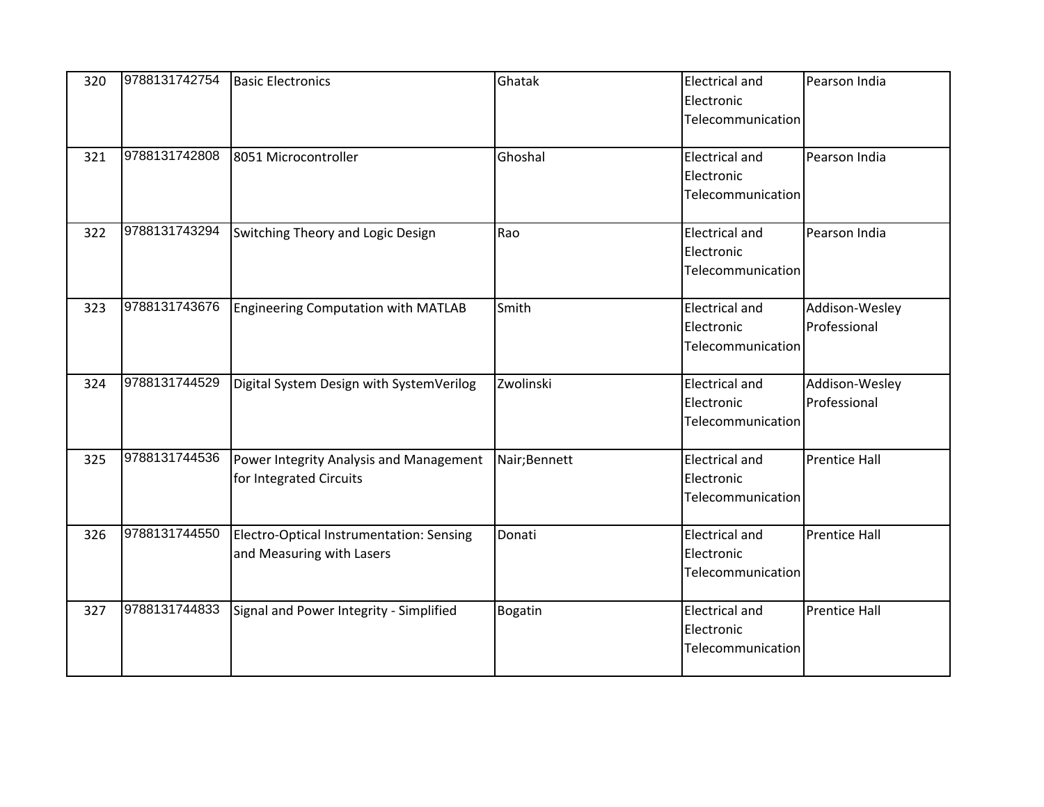| 320 | 9788131742754 | Basic Electronics | Ghatak | Electrical and Electronic Telecommunication | Pearson India |
|---|---|---|---|---|---|
| 321 | 9788131742808 | 8051 Microcontroller | Ghoshal | Electrical and Electronic Telecommunication | Pearson India |
| 322 | 9788131743294 | Switching Theory and Logic Design | Rao | Electrical and Electronic Telecommunication | Pearson India |
| 323 | 9788131743676 | Engineering Computation with MATLAB | Smith | Electrical and Electronic Telecommunication | Addison-Wesley Professional |
| 324 | 9788131744529 | Digital System Design with SystemVerilog | Zwolinski | Electrical and Electronic Telecommunication | Addison-Wesley Professional |
| 325 | 9788131744536 | Power Integrity Analysis and Management for Integrated Circuits | Nair;Bennett | Electrical and Electronic Telecommunication | Prentice Hall |
| 326 | 9788131744550 | Electro-Optical Instrumentation: Sensing and Measuring with Lasers | Donati | Electrical and Electronic Telecommunication | Prentice Hall |
| 327 | 9788131744833 | Signal and Power Integrity - Simplified | Bogatin | Electrical and Electronic Telecommunication | Prentice Hall |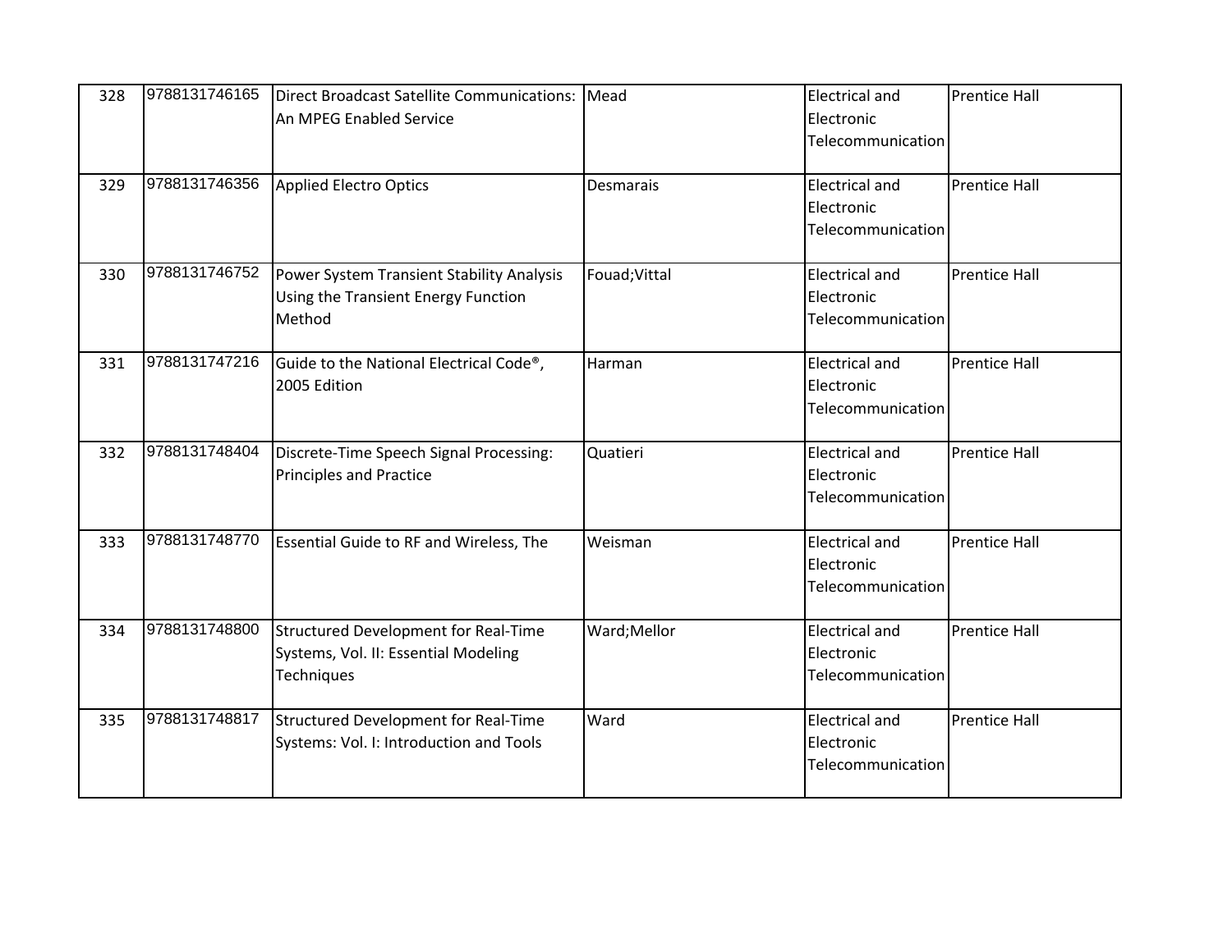| 328 | 9788131746165 | Direct Broadcast Satellite Communications: An MPEG Enabled Service | Mead | Electrical and Electronic Telecommunication | Prentice Hall |
|---|---|---|---|---|---|
| 329 | 9788131746356 | Applied Electro Optics | Desmarais | Electrical and Electronic Telecommunication | Prentice Hall |
| 330 | 9788131746752 | Power System Transient Stability Analysis Using the Transient Energy Function Method | Fouad;Vittal | Electrical and Electronic Telecommunication | Prentice Hall |
| 331 | 9788131747216 | Guide to the National Electrical Code®, 2005 Edition | Harman | Electrical and Electronic Telecommunication | Prentice Hall |
| 332 | 9788131748404 | Discrete-Time Speech Signal Processing: Principles and Practice | Quatieri | Electrical and Electronic Telecommunication | Prentice Hall |
| 333 | 9788131748770 | Essential Guide to RF and Wireless, The | Weisman | Electrical and Electronic Telecommunication | Prentice Hall |
| 334 | 9788131748800 | Structured Development for Real-Time Systems, Vol. II: Essential Modeling Techniques | Ward;Mellor | Electrical and Electronic Telecommunication | Prentice Hall |
| 335 | 9788131748817 | Structured Development for Real-Time Systems: Vol. I: Introduction and Tools | Ward | Electrical and Electronic Telecommunication | Prentice Hall |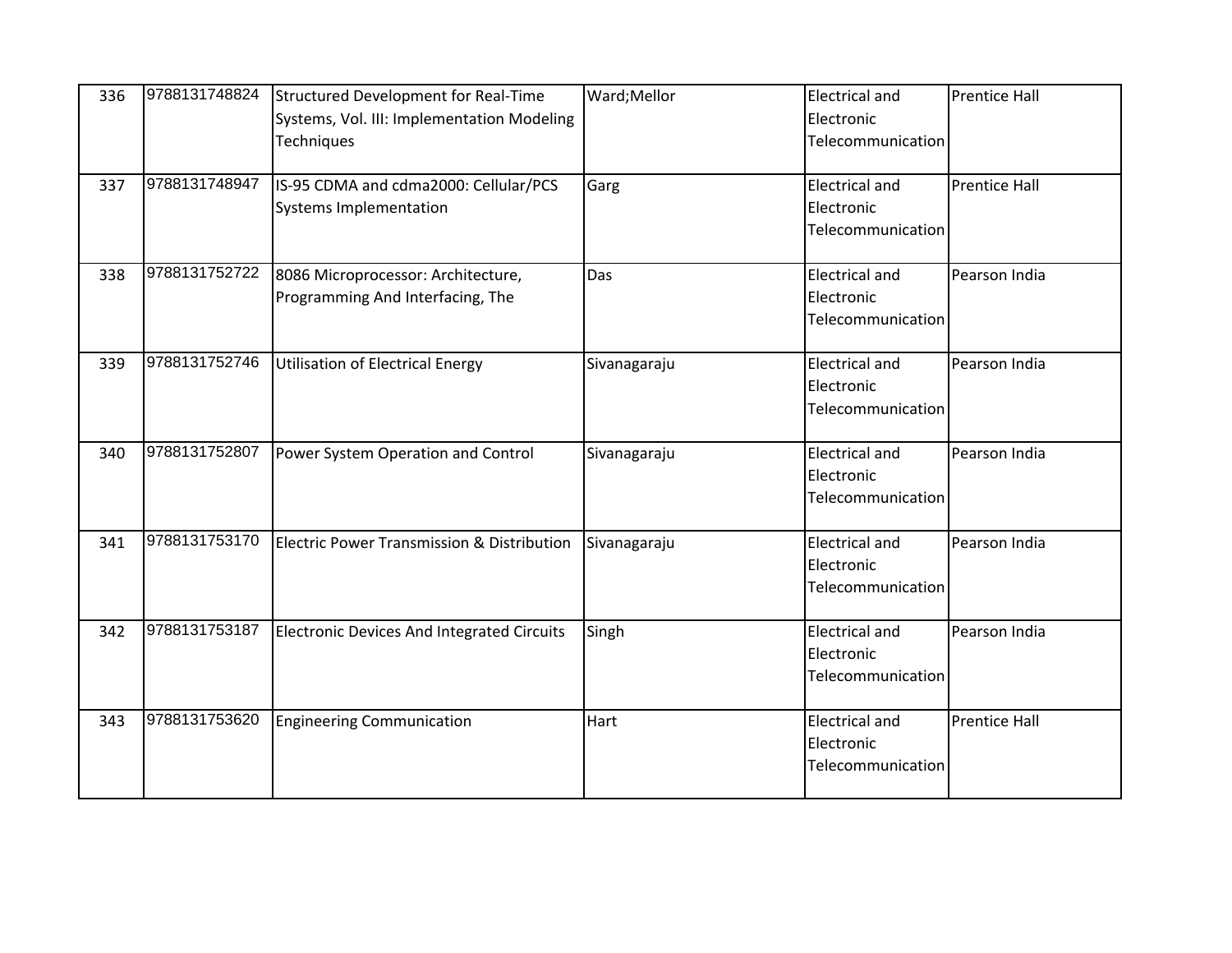| 336 | 9788131748824 | Structured Development for Real-Time Systems, Vol. III: Implementation Modeling Techniques | Ward;Mellor | Electrical and Electronic Telecommunication | Prentice Hall |
|---|---|---|---|---|---|
| 337 | 9788131748947 | IS-95 CDMA and cdma2000: Cellular/PCS Systems Implementation | Garg | Electrical and Electronic Telecommunication | Prentice Hall |
| 338 | 9788131752722 | 8086 Microprocessor: Architecture, Programming And Interfacing, The | Das | Electrical and Electronic Telecommunication | Pearson India |
| 339 | 9788131752746 | Utilisation of Electrical Energy | Sivanagaraju | Electrical and Electronic Telecommunication | Pearson India |
| 340 | 9788131752807 | Power System Operation and Control | Sivanagaraju | Electrical and Electronic Telecommunication | Pearson India |
| 341 | 9788131753170 | Electric Power Transmission & Distribution | Sivanagaraju | Electrical and Electronic Telecommunication | Pearson India |
| 342 | 9788131753187 | Electronic Devices And Integrated Circuits | Singh | Electrical and Electronic Telecommunication | Pearson India |
| 343 | 9788131753620 | Engineering Communication | Hart | Electrical and Electronic Telecommunication | Prentice Hall |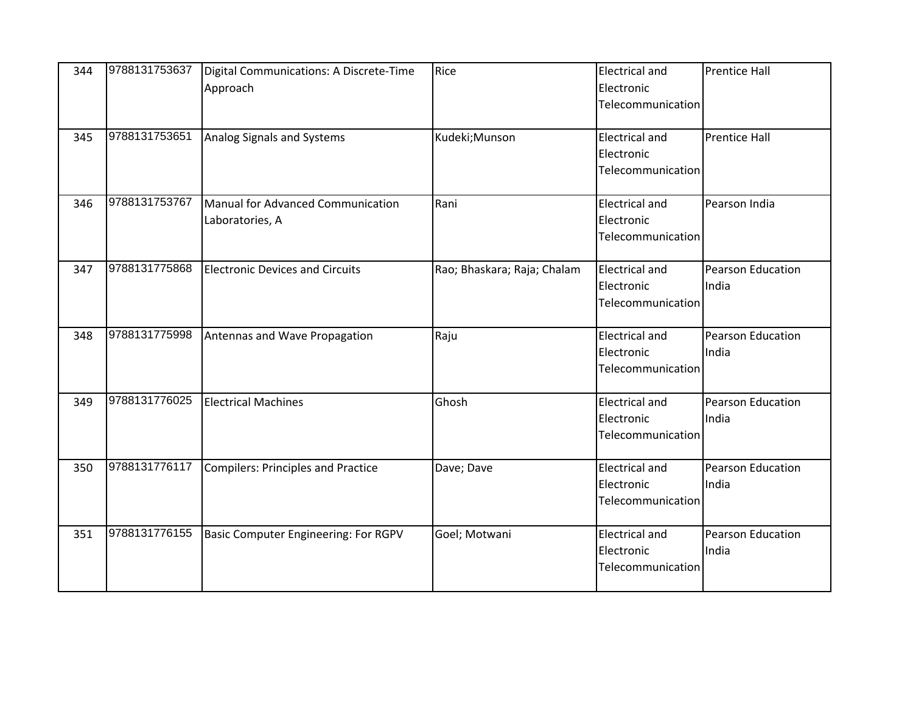| 344 | 9788131753637 | Digital Communications: A Discrete-Time Approach | Rice | Electrical and Electronic Telecommunication | Prentice Hall |
|---|---|---|---|---|---|
| 345 | 9788131753651 | Analog Signals and Systems | Kudeki;Munson | Electrical and Electronic Telecommunication | Prentice Hall |
| 346 | 9788131753767 | Manual for Advanced Communication Laboratories, A | Rani | Electrical and Electronic Telecommunication | Pearson India |
| 347 | 9788131775868 | Electronic Devices and Circuits | Rao; Bhaskara; Raja; Chalam | Electrical and Electronic Telecommunication | Pearson Education India |
| 348 | 9788131775998 | Antennas and Wave Propagation | Raju | Electrical and Electronic Telecommunication | Pearson Education India |
| 349 | 9788131776025 | Electrical Machines | Ghosh | Electrical and Electronic Telecommunication | Pearson Education India |
| 350 | 9788131776117 | Compilers: Principles and Practice | Dave; Dave | Electrical and Electronic Telecommunication | Pearson Education India |
| 351 | 9788131776155 | Basic Computer Engineering: For RGPV | Goel; Motwani | Electrical and Electronic Telecommunication | Pearson Education India |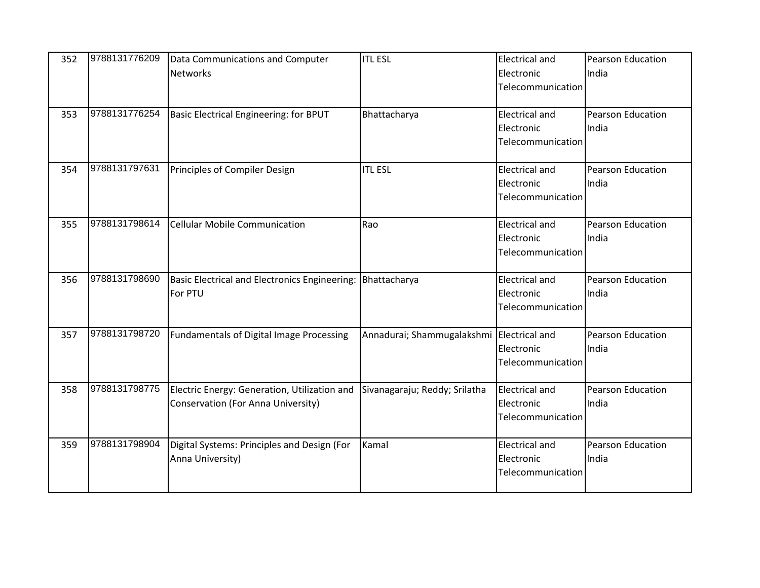| 352 | 9788131776209 | Data Communications and Computer Networks | ITL ESL | Electrical and Electronic Telecommunication | Pearson Education India |
|---|---|---|---|---|---|
| 353 | 9788131776254 | Basic Electrical Engineering: for BPUT | Bhattacharya | Electrical and Electronic Telecommunication | Pearson Education India |
| 354 | 9788131797631 | Principles of Compiler Design | ITL ESL | Electrical and Electronic Telecommunication | Pearson Education India |
| 355 | 9788131798614 | Cellular Mobile Communication | Rao | Electrical and Electronic Telecommunication | Pearson Education India |
| 356 | 9788131798690 | Basic Electrical and Electronics Engineering: For PTU | Bhattacharya | Electrical and Electronic Telecommunication | Pearson Education India |
| 357 | 9788131798720 | Fundamentals of Digital Image Processing | Annadurai; Shammugalakshmi | Electrical and Electronic Telecommunication | Pearson Education India |
| 358 | 9788131798775 | Electric Energy: Generation, Utilization and Conservation (For Anna University) | Sivanagaraju; Reddy; Srilatha | Electrical and Electronic Telecommunication | Pearson Education India |
| 359 | 9788131798904 | Digital Systems: Principles and Design (For Anna University) | Kamal | Electrical and Electronic Telecommunication | Pearson Education India |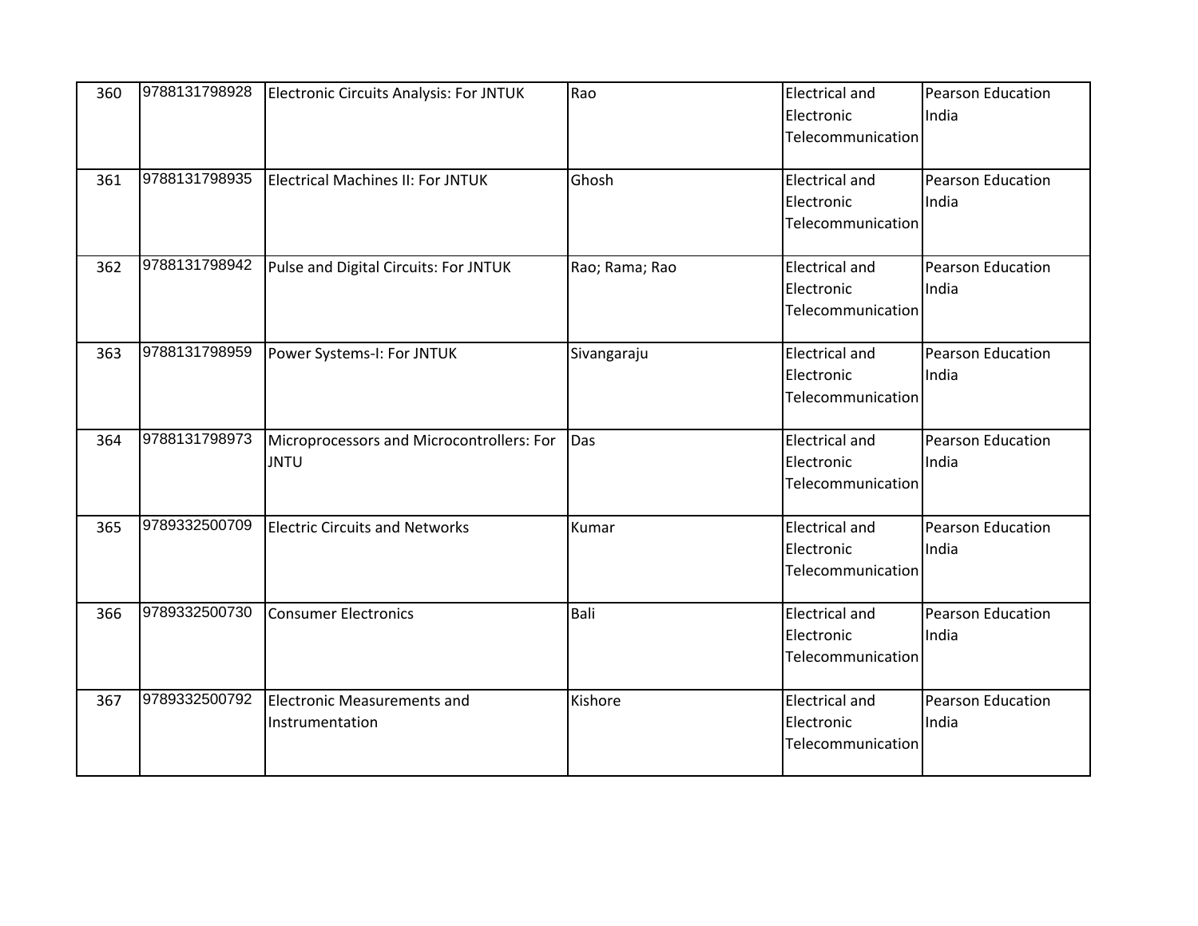| | | | | | |
|---|---|---|---|---|---|
| 360 | 9788131798928 | Electronic Circuits Analysis: For JNTUK | Rao | Electrical and Electronic Telecommunication | Pearson Education India |
| 361 | 9788131798935 | Electrical Machines II: For JNTUK | Ghosh | Electrical and Electronic Telecommunication | Pearson Education India |
| 362 | 9788131798942 | Pulse and Digital Circuits: For JNTUK | Rao; Rama; Rao | Electrical and Electronic Telecommunication | Pearson Education India |
| 363 | 9788131798959 | Power Systems-I: For JNTUK | Sivangaraju | Electrical and Electronic Telecommunication | Pearson Education India |
| 364 | 9788131798973 | Microprocessors and Microcontrollers: For JNTU | Das | Electrical and Electronic Telecommunication | Pearson Education India |
| 365 | 9789332500709 | Electric Circuits and Networks | Kumar | Electrical and Electronic Telecommunication | Pearson Education India |
| 366 | 9789332500730 | Consumer Electronics | Bali | Electrical and Electronic Telecommunication | Pearson Education India |
| 367 | 9789332500792 | Electronic Measurements and Instrumentation | Kishore | Electrical and Electronic Telecommunication | Pearson Education India |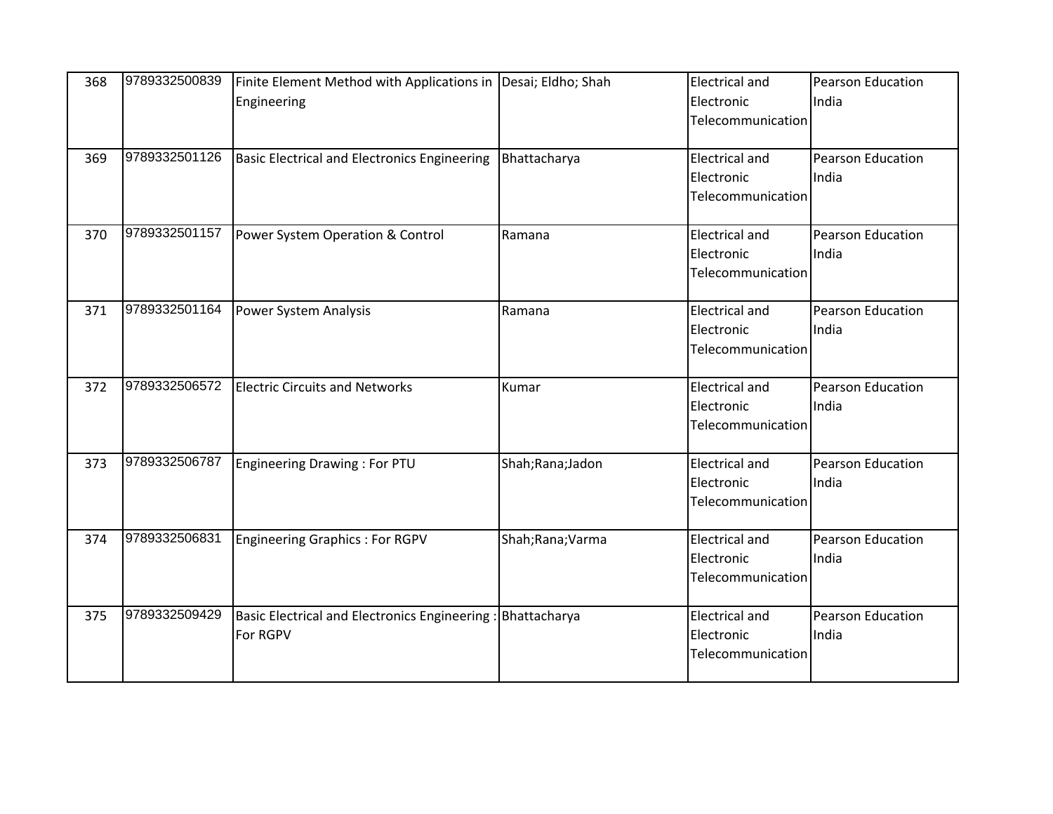| 368 | 9789332500839 | Finite Element Method with Applications in Engineering | Desai; Eldho; Shah | Electrical and Electronic Telecommunication | Pearson Education India |
|---|---|---|---|---|---|
| 369 | 9789332501126 | Basic Electrical and Electronics Engineering | Bhattacharya | Electrical and Electronic Telecommunication | Pearson Education India |
| 370 | 9789332501157 | Power System Operation & Control | Ramana | Electrical and Electronic Telecommunication | Pearson Education India |
| 371 | 9789332501164 | Power System Analysis | Ramana | Electrical and Electronic Telecommunication | Pearson Education India |
| 372 | 9789332506572 | Electric Circuits and Networks | Kumar | Electrical and Electronic Telecommunication | Pearson Education India |
| 373 | 9789332506787 | Engineering Drawing : For PTU | Shah;Rana;Jadon | Electrical and Electronic Telecommunication | Pearson Education India |
| 374 | 9789332506831 | Engineering Graphics : For RGPV | Shah;Rana;Varma | Electrical and Electronic Telecommunication | Pearson Education India |
| 375 | 9789332509429 | Basic Electrical and Electronics Engineering : For RGPV | Bhattacharya | Electrical and Electronic Telecommunication | Pearson Education India |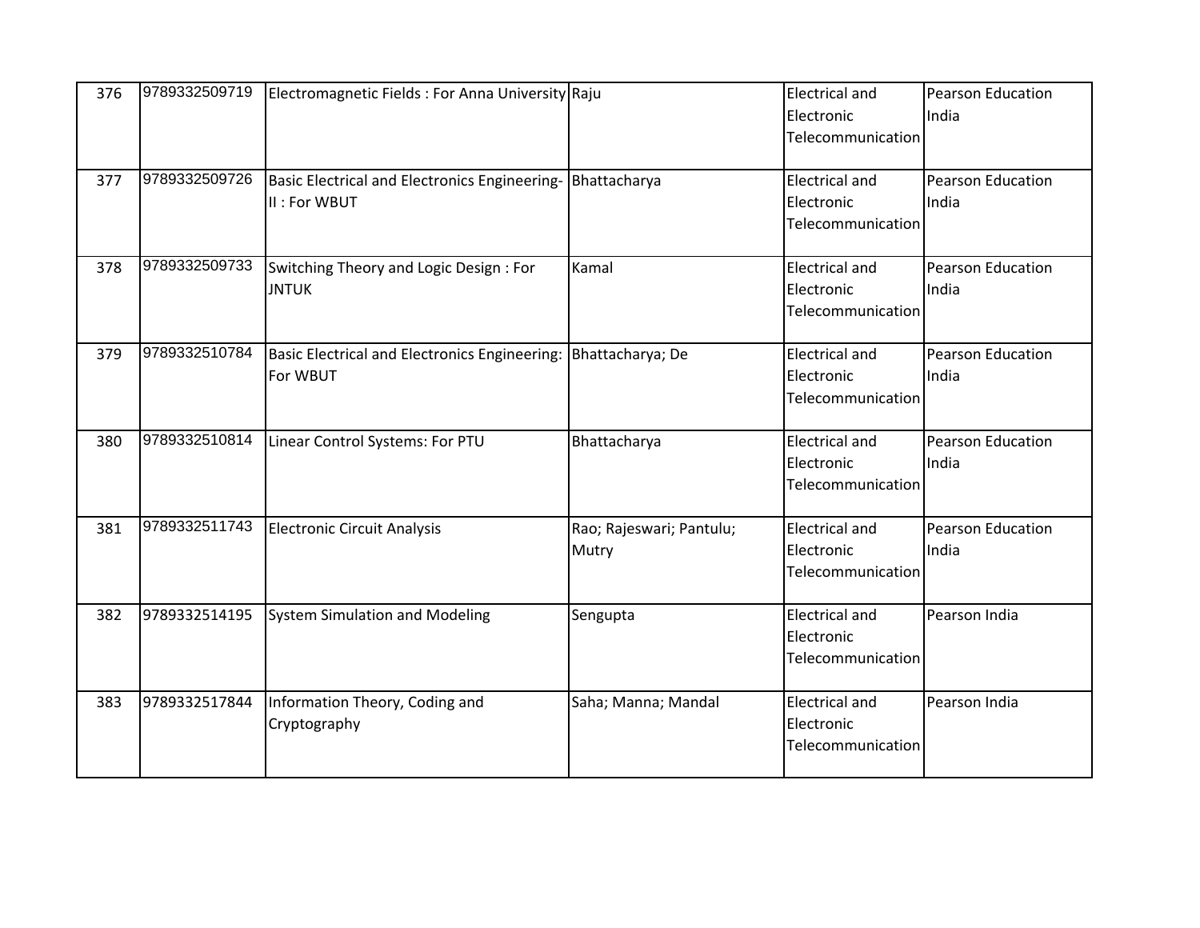| 376 | 9789332509719 | Electromagnetic Fields : For Anna University | Raju | Electrical and Electronic Telecommunication | Pearson Education India |
|---|---|---|---|---|---|
| 377 | 9789332509726 | Basic Electrical and Electronics Engineering-II : For WBUT | Bhattacharya | Electrical and Electronic Telecommunication | Pearson Education India |
| 378 | 9789332509733 | Switching Theory and Logic Design : For JNTUK | Kamal | Electrical and Electronic Telecommunication | Pearson Education India |
| 379 | 9789332510784 | Basic Electrical and Electronics Engineering: For WBUT | Bhattacharya; De | Electrical and Electronic Telecommunication | Pearson Education India |
| 380 | 9789332510814 | Linear Control Systems: For PTU | Bhattacharya | Electrical and Electronic Telecommunication | Pearson Education India |
| 381 | 9789332511743 | Electronic Circuit Analysis | Rao; Rajeswari; Pantulu; Mutry | Electrical and Electronic Telecommunication | Pearson Education India |
| 382 | 9789332514195 | System Simulation and Modeling | Sengupta | Electrical and Electronic Telecommunication | Pearson India |
| 383 | 9789332517844 | Information Theory, Coding and Cryptography | Saha; Manna; Mandal | Electrical and Electronic Telecommunication | Pearson India |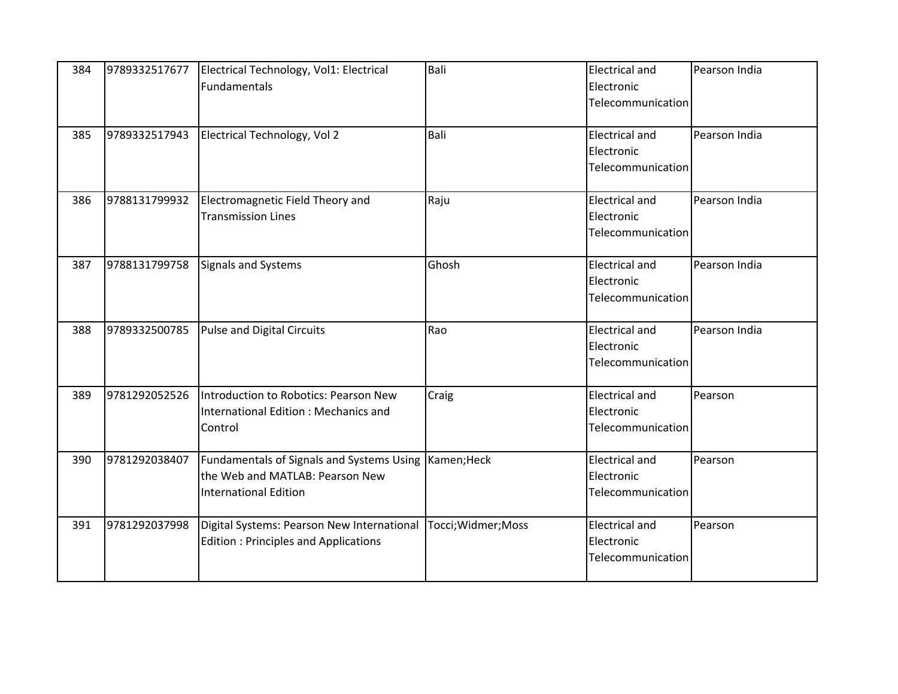| 384 | 9789332517677 | Electrical Technology, Vol1: Electrical Fundamentals | Bali | Electrical and Electronic Telecommunication | Pearson India |
|---|---|---|---|---|---|
| 385 | 9789332517943 | Electrical Technology, Vol 2 | Bali | Electrical and Electronic Telecommunication | Pearson India |
| 386 | 9788131799932 | Electromagnetic Field Theory and Transmission Lines | Raju | Electrical and Electronic Telecommunication | Pearson India |
| 387 | 9788131799758 | Signals and Systems | Ghosh | Electrical and Electronic Telecommunication | Pearson India |
| 388 | 9789332500785 | Pulse and Digital Circuits | Rao | Electrical and Electronic Telecommunication | Pearson India |
| 389 | 9781292052526 | Introduction to Robotics: Pearson New International Edition : Mechanics and Control | Craig | Electrical and Electronic Telecommunication | Pearson |
| 390 | 9781292038407 | Fundamentals of Signals and Systems Using the Web and MATLAB: Pearson New International Edition | Kamen;Heck | Electrical and Electronic Telecommunication | Pearson |
| 391 | 9781292037998 | Digital Systems: Pearson New International Edition : Principles and Applications | Tocci;Widmer;Moss | Electrical and Electronic Telecommunication | Pearson |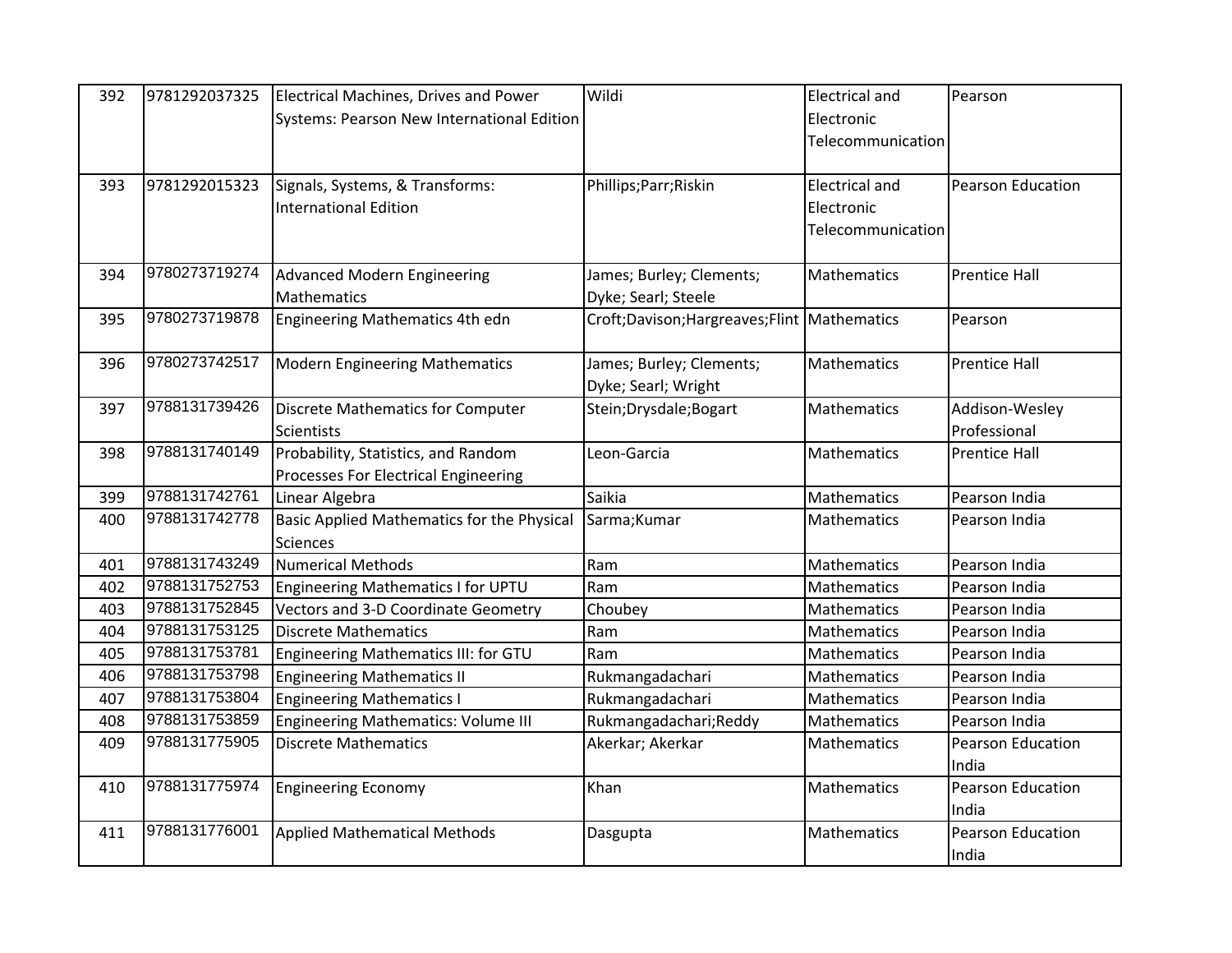| 392 | 9781292037325 | Electrical Machines, Drives and Power Systems: Pearson New International Edition | Wildi | Electrical and Electronic Telecommunication | Pearson |
|---|---|---|---|---|---|
| 393 | 9781292015323 | Signals, Systems, & Transforms: International Edition | Phillips;Parr;Riskin | Electrical and Electronic Telecommunication | Pearson Education |
| 394 | 9780273719274 | Advanced Modern Engineering Mathematics | James; Burley; Clements; Dyke; Searl; Steele | Mathematics | Prentice Hall |
| 395 | 9780273719878 | Engineering Mathematics 4th edn | Croft;Davison;Hargreaves;Flint | Mathematics | Pearson |
| 396 | 9780273742517 | Modern Engineering Mathematics | James; Burley; Clements; Dyke; Searl; Wright | Mathematics | Prentice Hall |
| 397 | 9788131739426 | Discrete Mathematics for Computer Scientists | Stein;Drysdale;Bogart | Mathematics | Addison-Wesley Professional |
| 398 | 9788131740149 | Probability, Statistics, and Random Processes For Electrical Engineering | Leon-Garcia | Mathematics | Prentice Hall |
| 399 | 9788131742761 | Linear Algebra | Saikia | Mathematics | Pearson India |
| 400 | 9788131742778 | Basic Applied Mathematics for the Physical Sciences | Sarma;Kumar | Mathematics | Pearson India |
| 401 | 9788131743249 | Numerical Methods | Ram | Mathematics | Pearson India |
| 402 | 9788131752753 | Engineering Mathematics I for UPTU | Ram | Mathematics | Pearson India |
| 403 | 9788131752845 | Vectors and 3-D Coordinate Geometry | Choubey | Mathematics | Pearson India |
| 404 | 9788131753125 | Discrete Mathematics | Ram | Mathematics | Pearson India |
| 405 | 9788131753781 | Engineering Mathematics III: for GTU | Ram | Mathematics | Pearson India |
| 406 | 9788131753798 | Engineering Mathematics II | Rukmangadachari | Mathematics | Pearson India |
| 407 | 9788131753804 | Engineering Mathematics I | Rukmangadachari | Mathematics | Pearson India |
| 408 | 9788131753859 | Engineering Mathematics: Volume III | Rukmangadachari;Reddy | Mathematics | Pearson India |
| 409 | 9788131775905 | Discrete Mathematics | Akerkar; Akerkar | Mathematics | Pearson Education India |
| 410 | 9788131775974 | Engineering Economy | Khan | Mathematics | Pearson Education India |
| 411 | 9788131776001 | Applied Mathematical Methods | Dasgupta | Mathematics | Pearson Education India |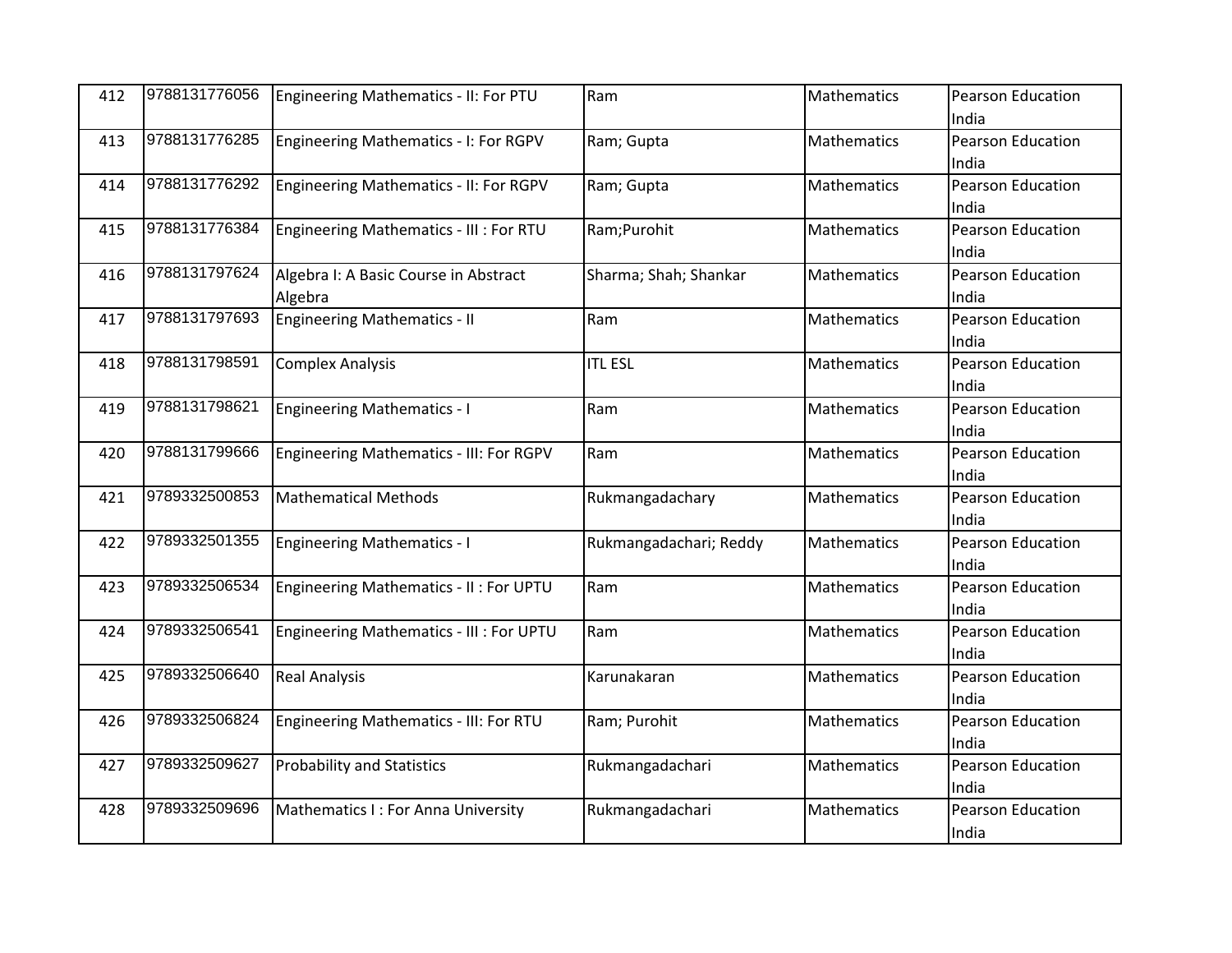| 412 | 9788131776056 | Engineering Mathematics - II: For PTU | Ram | Mathematics | Pearson Education India |
|---|---|---|---|---|---|
| 413 | 9788131776285 | Engineering Mathematics - I: For RGPV | Ram; Gupta | Mathematics | Pearson Education India |
| 414 | 9788131776292 | Engineering Mathematics - II: For RGPV | Ram; Gupta | Mathematics | Pearson Education India |
| 415 | 9788131776384 | Engineering Mathematics - III : For RTU | Ram;Purohit | Mathematics | Pearson Education India |
| 416 | 9788131797624 | Algebra I: A Basic Course in Abstract Algebra | Sharma; Shah; Shankar | Mathematics | Pearson Education India |
| 417 | 9788131797693 | Engineering Mathematics - II | Ram | Mathematics | Pearson Education India |
| 418 | 9788131798591 | Complex Analysis | ITL ESL | Mathematics | Pearson Education India |
| 419 | 9788131798621 | Engineering Mathematics - I | Ram | Mathematics | Pearson Education India |
| 420 | 9788131799666 | Engineering Mathematics - III: For RGPV | Ram | Mathematics | Pearson Education India |
| 421 | 9789332500853 | Mathematical Methods | Rukmangadachary | Mathematics | Pearson Education India |
| 422 | 9789332501355 | Engineering Mathematics - I | Rukmangadachari; Reddy | Mathematics | Pearson Education India |
| 423 | 9789332506534 | Engineering Mathematics - II : For UPTU | Ram | Mathematics | Pearson Education India |
| 424 | 9789332506541 | Engineering Mathematics - III : For UPTU | Ram | Mathematics | Pearson Education India |
| 425 | 9789332506640 | Real Analysis | Karunakaran | Mathematics | Pearson Education India |
| 426 | 9789332506824 | Engineering Mathematics - III: For RTU | Ram; Purohit | Mathematics | Pearson Education India |
| 427 | 9789332509627 | Probability and Statistics | Rukmangadachari | Mathematics | Pearson Education India |
| 428 | 9789332509696 | Mathematics I : For Anna University | Rukmangadachari | Mathematics | Pearson Education India |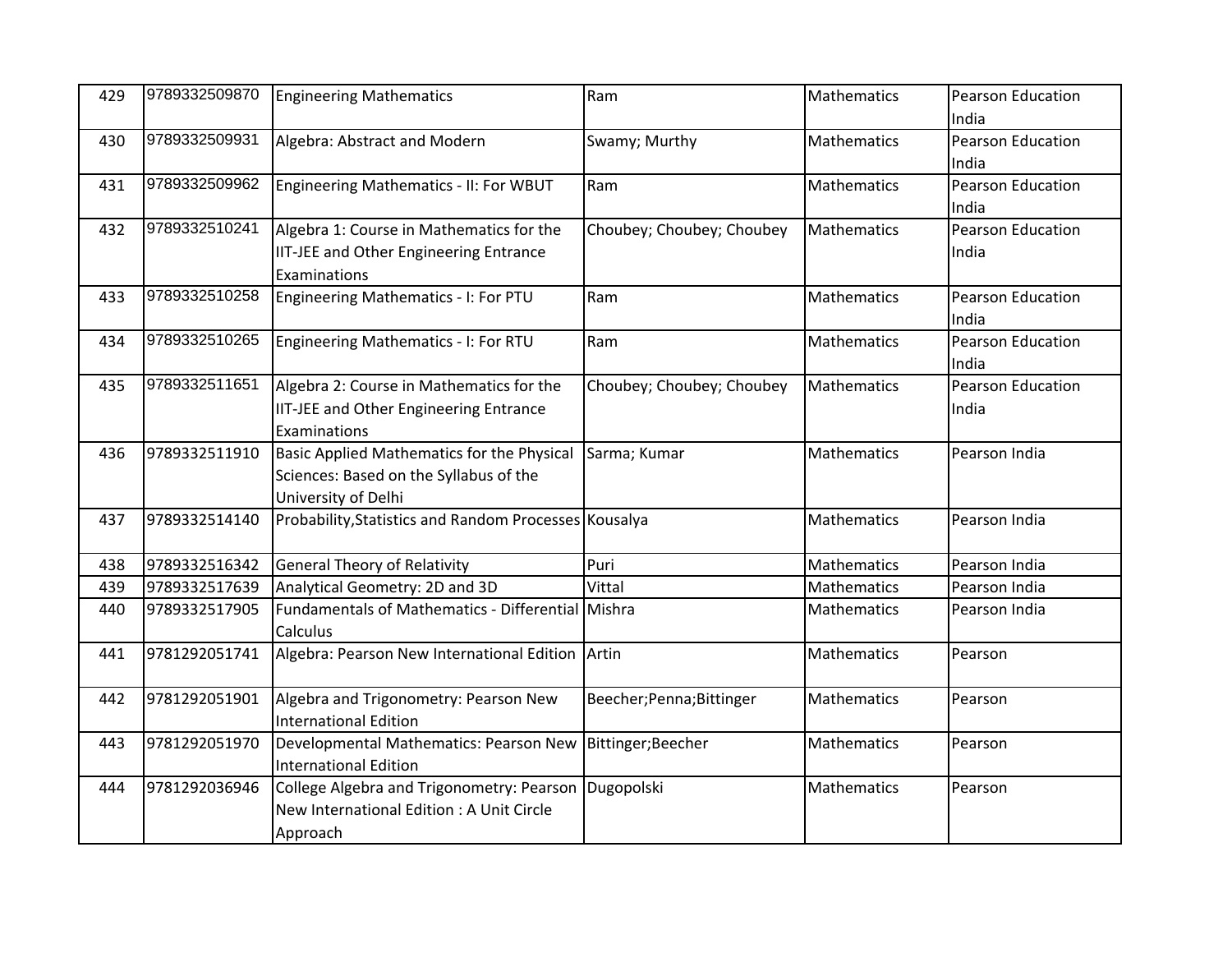| 429 | 9789332509870 | Engineering Mathematics | Ram | Mathematics | Pearson Education India |
|---|---|---|---|---|---|
| 430 | 9789332509931 | Algebra: Abstract and Modern | Swamy; Murthy | Mathematics | Pearson Education India |
| 431 | 9789332509962 | Engineering Mathematics - II: For WBUT | Ram | Mathematics | Pearson Education India |
| 432 | 9789332510241 | Algebra 1: Course in Mathematics for the IIT-JEE and Other Engineering Entrance Examinations | Choubey; Choubey; Choubey | Mathematics | Pearson Education India |
| 433 | 9789332510258 | Engineering Mathematics - I: For PTU | Ram | Mathematics | Pearson Education India |
| 434 | 9789332510265 | Engineering Mathematics - I: For RTU | Ram | Mathematics | Pearson Education India |
| 435 | 9789332511651 | Algebra 2: Course in Mathematics for the IIT-JEE and Other Engineering Entrance Examinations | Choubey; Choubey; Choubey | Mathematics | Pearson Education India |
| 436 | 9789332511910 | Basic Applied Mathematics for the Physical Sciences: Based on the Syllabus of the University of Delhi | Sarma; Kumar | Mathematics | Pearson India |
| 437 | 9789332514140 | Probability,Statistics and Random Processes | Kousalya | Mathematics | Pearson India |
| 438 | 9789332516342 | General Theory of Relativity | Puri | Mathematics | Pearson India |
| 439 | 9789332517639 | Analytical Geometry: 2D and 3D | Vittal | Mathematics | Pearson India |
| 440 | 9789332517905 | Fundamentals of Mathematics - Differential Calculus | Mishra | Mathematics | Pearson India |
| 441 | 9781292051741 | Algebra: Pearson New International Edition | Artin | Mathematics | Pearson |
| 442 | 9781292051901 | Algebra and Trigonometry: Pearson New International Edition | Beecher;Penna;Bittinger | Mathematics | Pearson |
| 443 | 9781292051970 | Developmental Mathematics: Pearson New International Edition | Bittinger;Beecher | Mathematics | Pearson |
| 444 | 9781292036946 | College Algebra and Trigonometry: Pearson New International Edition : A Unit Circle Approach | Dugopolski | Mathematics | Pearson |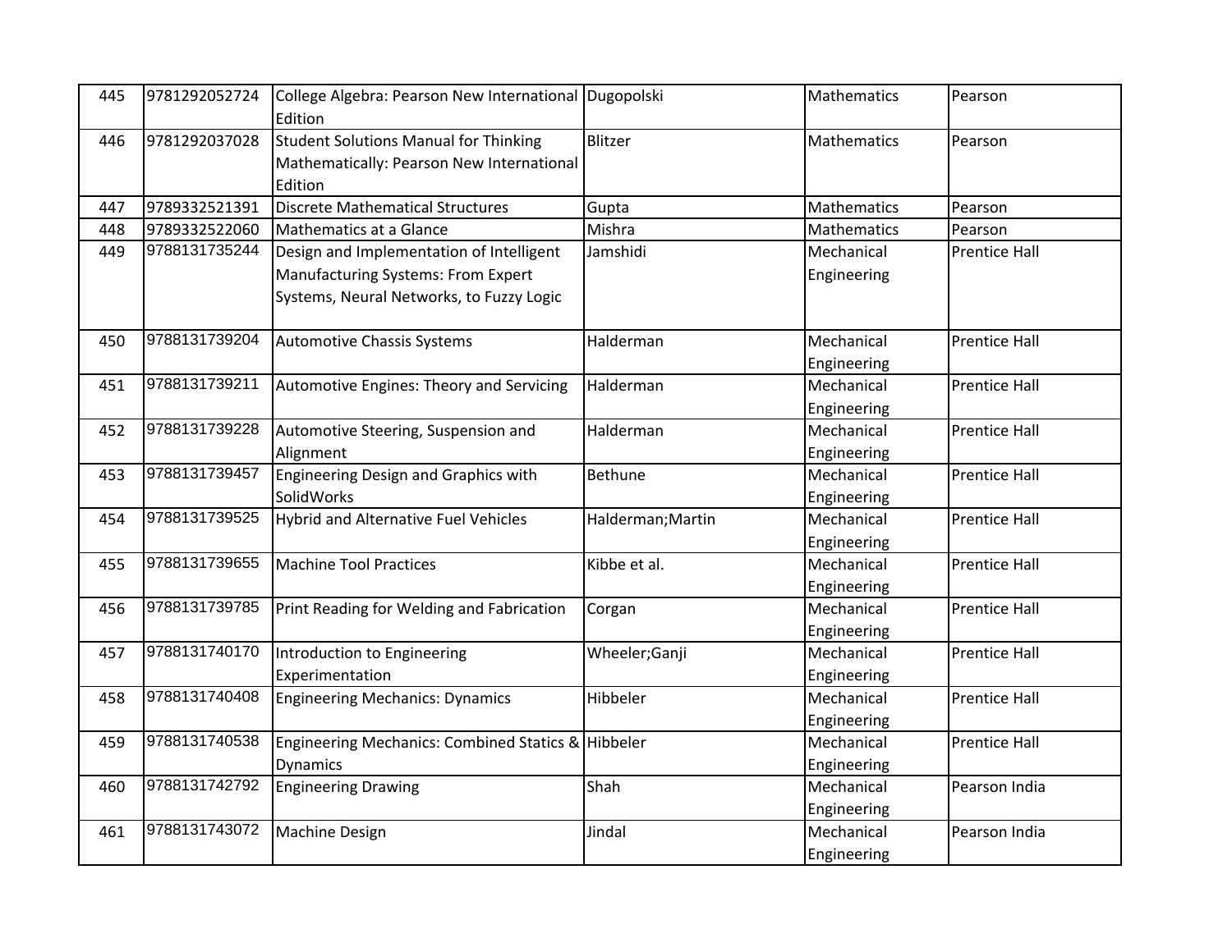| 445 | 9781292052724 | College Algebra: Pearson New International Edition | Dugopolski | Mathematics | Pearson |
|---|---|---|---|---|---|
| 446 | 9781292037028 | Student Solutions Manual for Thinking Mathematically: Pearson New International Edition | Blitzer | Mathematics | Pearson |
| 447 | 9789332521391 | Discrete Mathematical Structures | Gupta | Mathematics | Pearson |
| 448 | 9789332522060 | Mathematics at a Glance | Mishra | Mathematics | Pearson |
| 449 | 9788131735244 | Design and Implementation of Intelligent Manufacturing Systems: From Expert Systems, Neural Networks, to Fuzzy Logic | Jamshidi | Mechanical Engineering | Prentice Hall |
| 450 | 9788131739204 | Automotive Chassis Systems | Halderman | Mechanical Engineering | Prentice Hall |
| 451 | 9788131739211 | Automotive Engines: Theory and Servicing | Halderman | Mechanical Engineering | Prentice Hall |
| 452 | 9788131739228 | Automotive Steering, Suspension and Alignment | Halderman | Mechanical Engineering | Prentice Hall |
| 453 | 9788131739457 | Engineering Design and Graphics with SolidWorks | Bethune | Mechanical Engineering | Prentice Hall |
| 454 | 9788131739525 | Hybrid and Alternative Fuel Vehicles | Halderman;Martin | Mechanical Engineering | Prentice Hall |
| 455 | 9788131739655 | Machine Tool Practices | Kibbe et al. | Mechanical Engineering | Prentice Hall |
| 456 | 9788131739785 | Print Reading for Welding and Fabrication | Corgan | Mechanical Engineering | Prentice Hall |
| 457 | 9788131740170 | Introduction to Engineering Experimentation | Wheeler;Ganji | Mechanical Engineering | Prentice Hall |
| 458 | 9788131740408 | Engineering Mechanics: Dynamics | Hibbeler | Mechanical Engineering | Prentice Hall |
| 459 | 9788131740538 | Engineering Mechanics: Combined Statics & Dynamics | Hibbeler | Mechanical Engineering | Prentice Hall |
| 460 | 9788131742792 | Engineering Drawing | Shah | Mechanical Engineering | Pearson India |
| 461 | 9788131743072 | Machine Design | Jindal | Mechanical Engineering | Pearson India |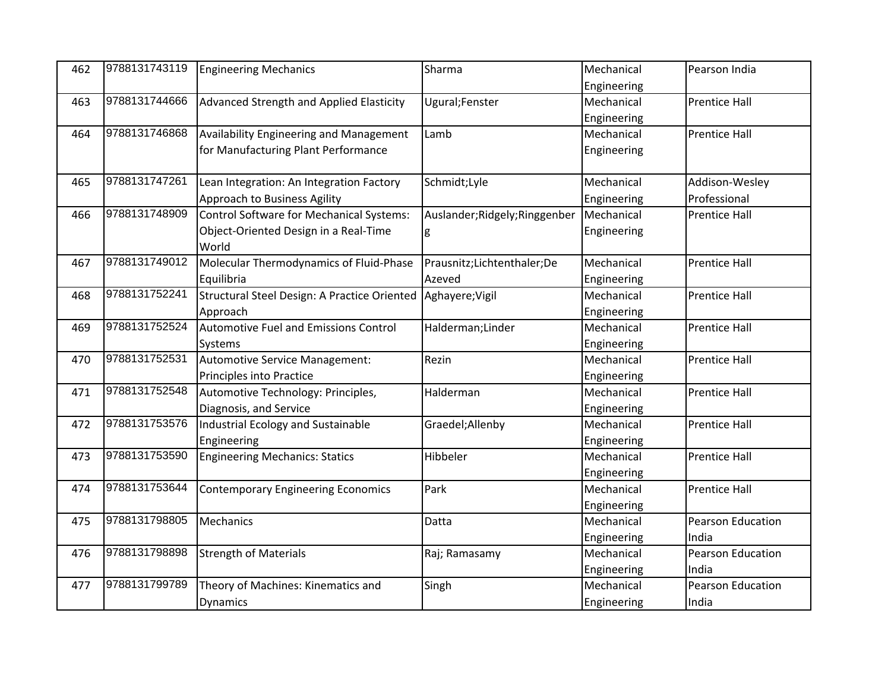| 462 | 9788131743119 | Engineering Mechanics | Sharma | Mechanical Engineering | Pearson India |
|---|---|---|---|---|---|
| 463 | 9788131744666 | Advanced Strength and Applied Elasticity | Ugural;Fenster | Mechanical Engineering | Prentice Hall |
| 464 | 9788131746868 | Availability Engineering and Management for Manufacturing Plant Performance | Lamb | Mechanical Engineering | Prentice Hall |
| 465 | 9788131747261 | Lean Integration: An Integration Factory Approach to Business Agility | Schmidt;Lyle | Mechanical Engineering | Addison-Wesley Professional |
| 466 | 9788131748909 | Control Software for Mechanical Systems: Object-Oriented Design in a Real-Time World | Auslander;Ridgely;Ringgenberg | Mechanical Engineering | Prentice Hall |
| 467 | 9788131749012 | Molecular Thermodynamics of Fluid-Phase Equilibria | Prausnitz;Lichtenthaler;De Azeved | Mechanical Engineering | Prentice Hall |
| 468 | 9788131752241 | Structural Steel Design: A Practice Oriented Approach | Aghayere;Vigil | Mechanical Engineering | Prentice Hall |
| 469 | 9788131752524 | Automotive Fuel and Emissions Control Systems | Halderman;Linder | Mechanical Engineering | Prentice Hall |
| 470 | 9788131752531 | Automotive Service Management: Principles into Practice | Rezin | Mechanical Engineering | Prentice Hall |
| 471 | 9788131752548 | Automotive Technology: Principles, Diagnosis, and Service | Halderman | Mechanical Engineering | Prentice Hall |
| 472 | 9788131753576 | Industrial Ecology and Sustainable Engineering | Graedel;Allenby | Mechanical Engineering | Prentice Hall |
| 473 | 9788131753590 | Engineering Mechanics: Statics | Hibbeler | Mechanical Engineering | Prentice Hall |
| 474 | 9788131753644 | Contemporary Engineering Economics | Park | Mechanical Engineering | Prentice Hall |
| 475 | 9788131798805 | Mechanics | Datta | Mechanical Engineering | Pearson Education India |
| 476 | 9788131798898 | Strength of Materials | Raj; Ramasamy | Mechanical Engineering | Pearson Education India |
| 477 | 9788131799789 | Theory of Machines: Kinematics and Dynamics | Singh | Mechanical Engineering | Pearson Education India |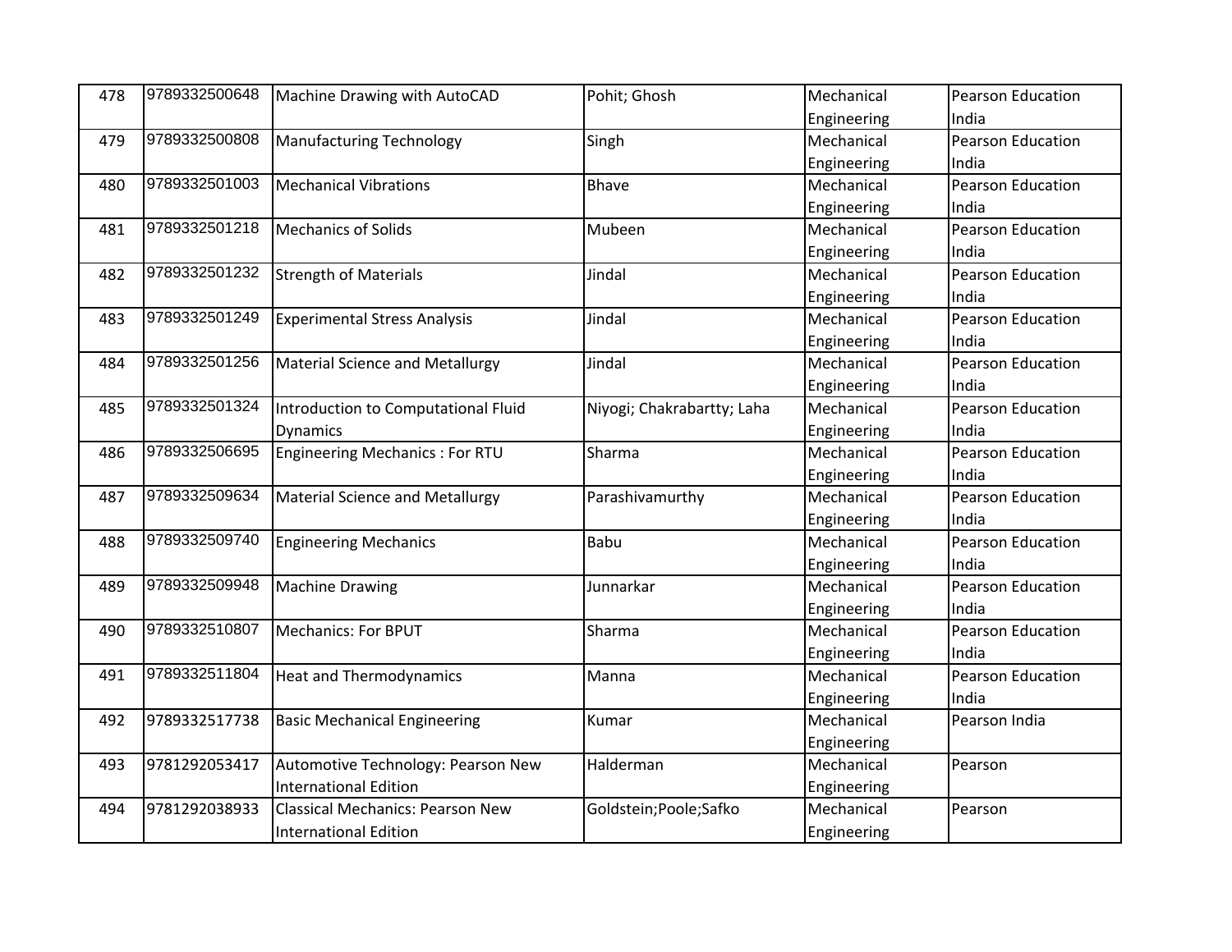| 478 | 9789332500648 | Machine Drawing with AutoCAD | Pohit; Ghosh | Mechanical Engineering | Pearson Education India |
|---|---|---|---|---|---|
| 479 | 9789332500808 | Manufacturing Technology | Singh | Mechanical Engineering | Pearson Education India |
| 480 | 9789332501003 | Mechanical Vibrations | Bhave | Mechanical Engineering | Pearson Education India |
| 481 | 9789332501218 | Mechanics of Solids | Mubeen | Mechanical Engineering | Pearson Education India |
| 482 | 9789332501232 | Strength of Materials | Jindal | Mechanical Engineering | Pearson Education India |
| 483 | 9789332501249 | Experimental Stress Analysis | Jindal | Mechanical Engineering | Pearson Education India |
| 484 | 9789332501256 | Material Science and Metallurgy | Jindal | Mechanical Engineering | Pearson Education India |
| 485 | 9789332501324 | Introduction to Computational Fluid Dynamics | Niyogi; Chakrabartty; Laha | Mechanical Engineering | Pearson Education India |
| 486 | 9789332506695 | Engineering Mechanics : For RTU | Sharma | Mechanical Engineering | Pearson Education India |
| 487 | 9789332509634 | Material Science and Metallurgy | Parashivamurthy | Mechanical Engineering | Pearson Education India |
| 488 | 9789332509740 | Engineering Mechanics | Babu | Mechanical Engineering | Pearson Education India |
| 489 | 9789332509948 | Machine Drawing | Junnarkar | Mechanical Engineering | Pearson Education India |
| 490 | 9789332510807 | Mechanics: For BPUT | Sharma | Mechanical Engineering | Pearson Education India |
| 491 | 9789332511804 | Heat and Thermodynamics | Manna | Mechanical Engineering | Pearson Education India |
| 492 | 9789332517738 | Basic Mechanical Engineering | Kumar | Mechanical Engineering | Pearson India |
| 493 | 9781292053417 | Automotive Technology: Pearson New International Edition | Halderman | Mechanical Engineering | Pearson |
| 494 | 9781292038933 | Classical Mechanics: Pearson New International Edition | Goldstein;Poole;Safko | Mechanical Engineering | Pearson |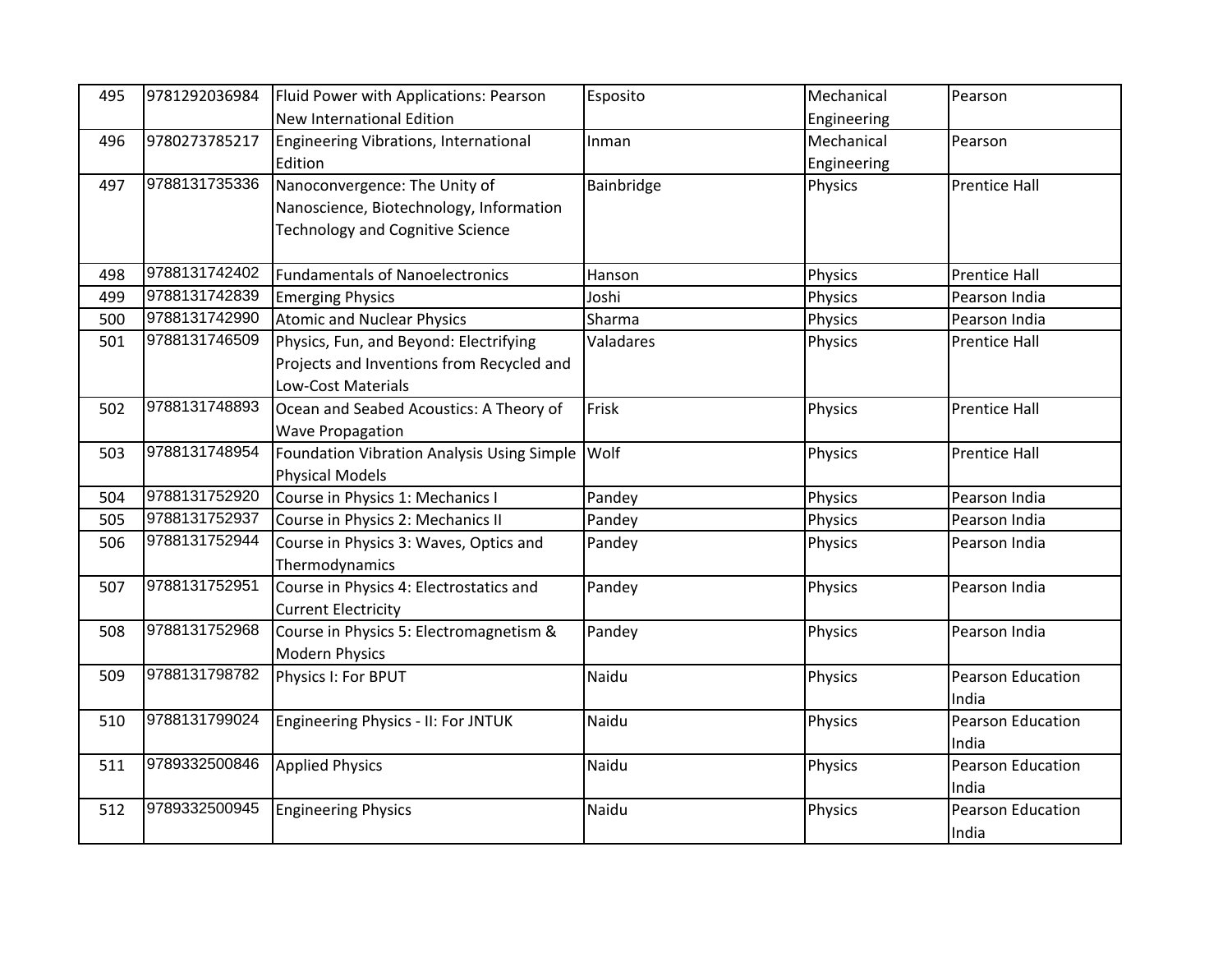| 495 | 9781292036984 | Fluid Power with Applications: Pearson New International Edition | Esposito | Mechanical Engineering | Pearson |
|---|---|---|---|---|---|
| 496 | 9780273785217 | Engineering Vibrations, International Edition | Inman | Mechanical Engineering | Pearson |
| 497 | 9788131735336 | Nanoconvergence: The Unity of Nanoscience, Biotechnology, Information Technology and Cognitive Science | Bainbridge | Physics | Prentice Hall |
| 498 | 9788131742402 | Fundamentals of Nanoelectronics | Hanson | Physics | Prentice Hall |
| 499 | 9788131742839 | Emerging Physics | Joshi | Physics | Pearson India |
| 500 | 9788131742990 | Atomic and Nuclear Physics | Sharma | Physics | Pearson India |
| 501 | 9788131746509 | Physics, Fun, and Beyond: Electrifying Projects and Inventions from Recycled and Low-Cost Materials | Valadares | Physics | Prentice Hall |
| 502 | 9788131748893 | Ocean and Seabed Acoustics: A Theory of Wave Propagation | Frisk | Physics | Prentice Hall |
| 503 | 9788131748954 | Foundation Vibration Analysis Using Simple Physical Models | Wolf | Physics | Prentice Hall |
| 504 | 9788131752920 | Course in Physics 1: Mechanics I | Pandey | Physics | Pearson India |
| 505 | 9788131752937 | Course in Physics 2: Mechanics II | Pandey | Physics | Pearson India |
| 506 | 9788131752944 | Course in Physics 3: Waves, Optics and Thermodynamics | Pandey | Physics | Pearson India |
| 507 | 9788131752951 | Course in Physics 4: Electrostatics and Current Electricity | Pandey | Physics | Pearson India |
| 508 | 9788131752968 | Course in Physics 5: Electromagnetism & Modern Physics | Pandey | Physics | Pearson India |
| 509 | 9788131798782 | Physics I: For BPUT | Naidu | Physics | Pearson Education India |
| 510 | 9788131799024 | Engineering Physics - II: For JNTUK | Naidu | Physics | Pearson Education India |
| 511 | 9789332500846 | Applied Physics | Naidu | Physics | Pearson Education India |
| 512 | 9789332500945 | Engineering Physics | Naidu | Physics | Pearson Education India |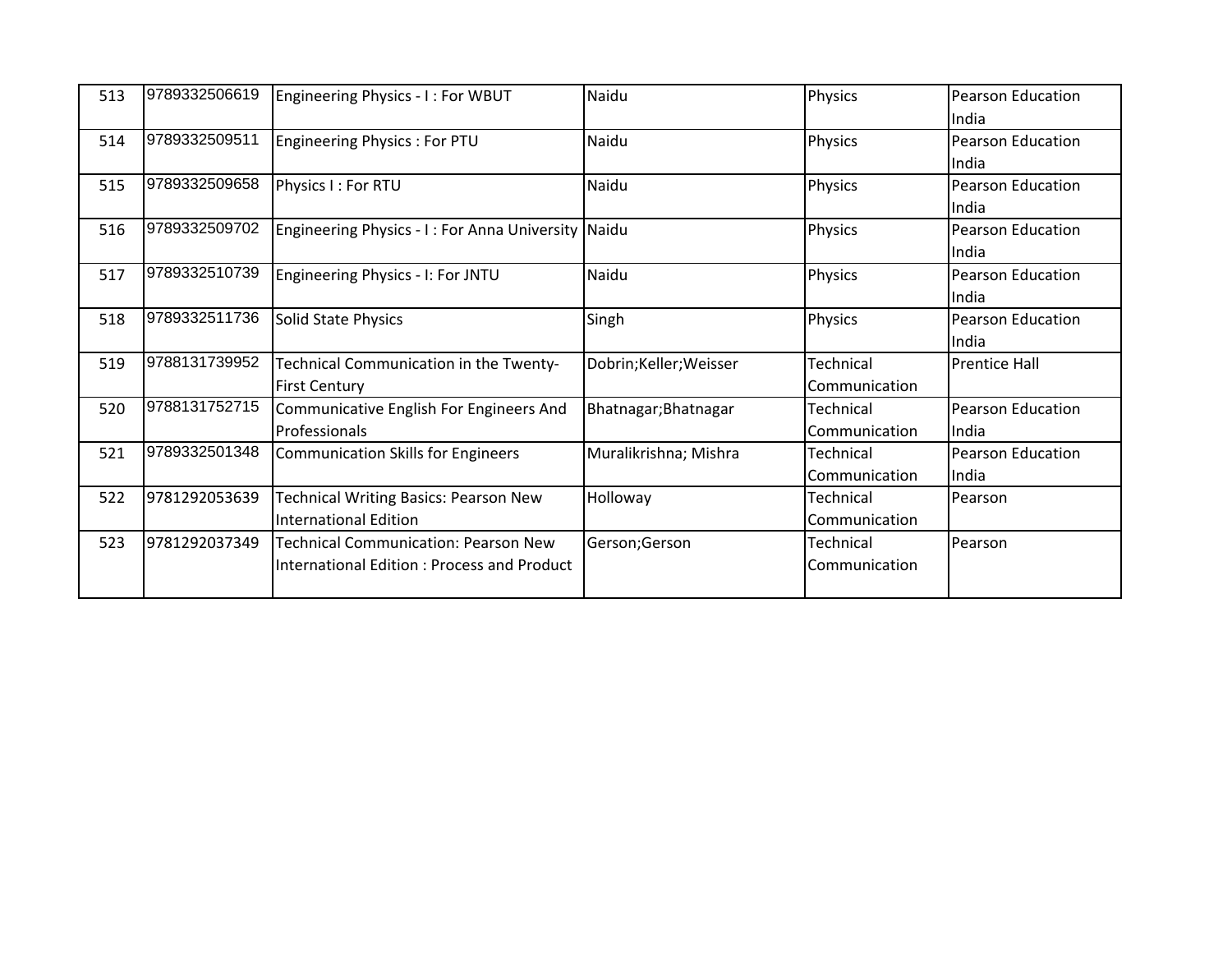| | | | | | |
|---|---|---|---|---|---|
| 513 | 9789332506619 | Engineering Physics - I : For WBUT | Naidu | Physics | Pearson Education India |
| 514 | 9789332509511 | Engineering Physics : For PTU | Naidu | Physics | Pearson Education India |
| 515 | 9789332509658 | Physics I : For RTU | Naidu | Physics | Pearson Education India |
| 516 | 9789332509702 | Engineering Physics - I : For Anna University | Naidu | Physics | Pearson Education India |
| 517 | 9789332510739 | Engineering Physics - I: For JNTU | Naidu | Physics | Pearson Education India |
| 518 | 9789332511736 | Solid State Physics | Singh | Physics | Pearson Education India |
| 519 | 9788131739952 | Technical Communication in the Twenty-First Century | Dobrin;Keller;Weisser | Technical Communication | Prentice Hall |
| 520 | 9788131752715 | Communicative English For Engineers And Professionals | Bhatnagar;Bhatnagar | Technical Communication | Pearson Education India |
| 521 | 9789332501348 | Communication Skills for Engineers | Muralikrishna; Mishra | Technical Communication | Pearson Education India |
| 522 | 9781292053639 | Technical Writing Basics: Pearson New International Edition | Holloway | Technical Communication | Pearson |
| 523 | 9781292037349 | Technical Communication: Pearson New International Edition : Process and Product | Gerson;Gerson | Technical Communication | Pearson |